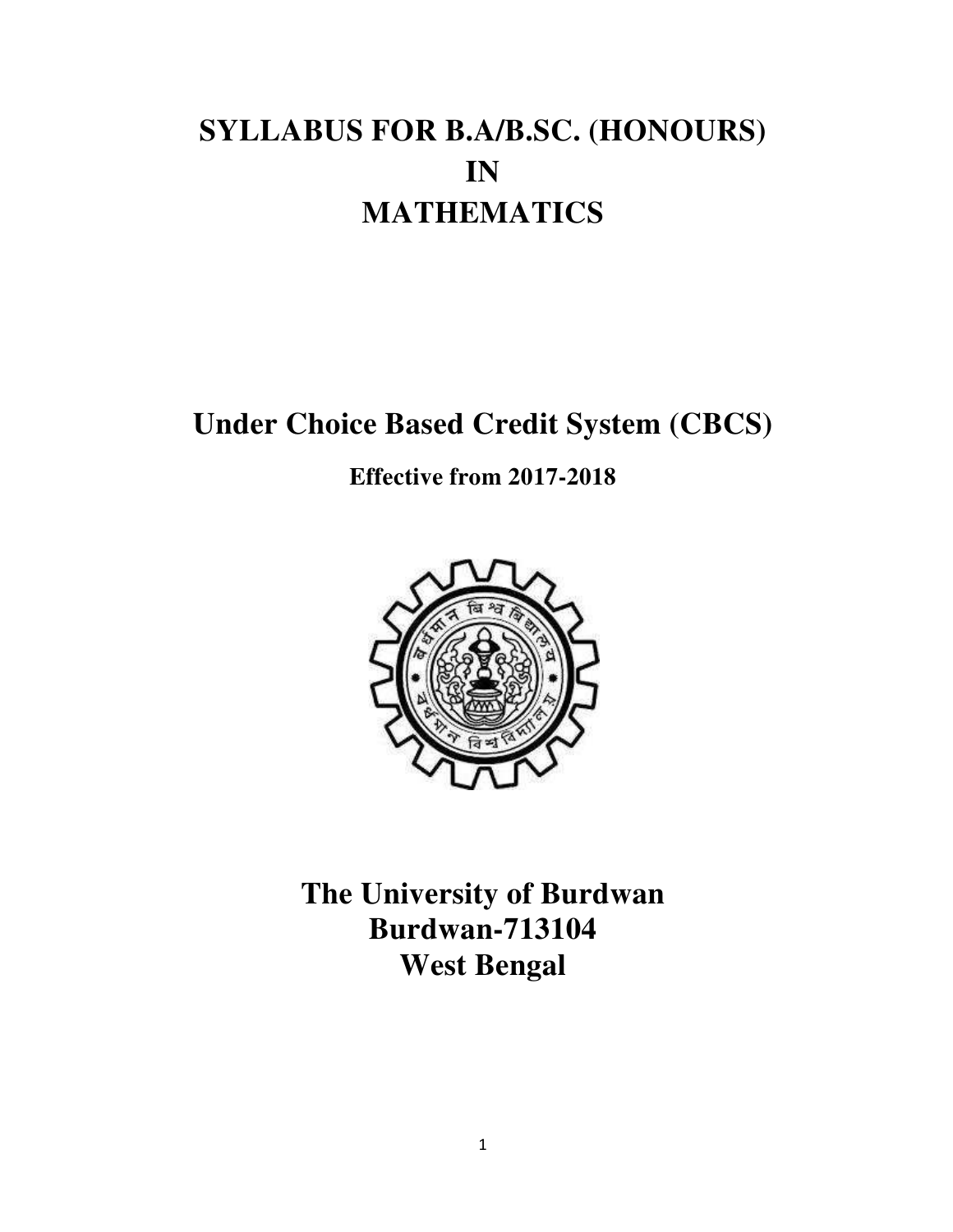# SYLLABUS FOR B.A/B.SC. (HONOURS) IN MATHEMATICS

## Under Choice Based Credit System (CBCS)

**Effective from 2017-2018**

## The University of Burdwan
## Burdwan-713104
## West Bengal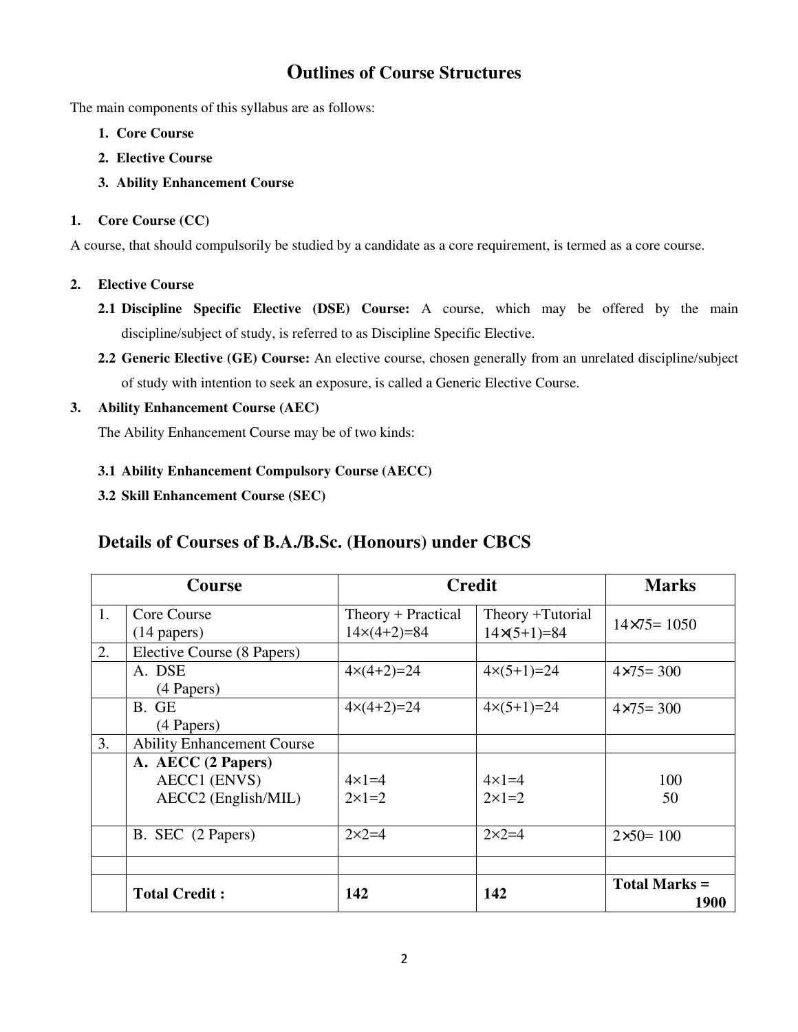# Outlines of Course Structures

The main components of this syllabus are as follows:

1. **Core Course**
2. **Elective Course**
3. **Ability Enhancement Course**

**1. Core Course (CC)**

A course, that should compulsorily be studied by a candidate as a core requirement, is termed as a core course.

**2. Elective Course**

**2.1 Discipline Specific Elective (DSE) Course:** A course, which may be offered by the main discipline/subject of study, is referred to as Discipline Specific Elective.

**2.2 Generic Elective (GE) Course:** An elective course, chosen generally from an unrelated discipline/subject of study with intention to seek an exposure, is called a Generic Elective Course.

**3. Ability Enhancement Course (AEC)**

The Ability Enhancement Course may be of two kinds:

**3.1 Ability Enhancement Compulsory Course (AECC)**

**3.2 Skill Enhancement Course (SEC)**

## Details of Courses of B.A./B.Sc. (Honours) under CBCS

| | Course | Credit | | Marks |
|---|---|---|---|---|
| 1. | Core Course (14 papers) | Theory + Practical 14×(4+2)=84 | Theory +Tutorial 14×(5+1)=84 | 14×75= 1050 |
| 2. | Elective Course (8 Papers) | | | |
| | A. DSE (4 Papers) | 4×(4+2)=24 | 4×(5+1)=24 | 4×75= 300 |
| | B. GE (4 Papers) | 4×(4+2)=24 | 4×(5+1)=24 | 4×75= 300 |
| 3. | Ability Enhancement Course | | | |
| | **A. AECC (2 Papers)**<br>AECC1 (ENVS)<br>AECC2 (English/MIL) | <br>4×1=4<br>2×1=2 | <br>4×1=4<br>2×1=2 | <br>100<br>50 |
| | B. SEC (2 Papers) | 2×2=4 | 2×2=4 | 2×50= 100 |
| | | | | |
| | **Total Credit :** | **142** | **142** | **Total Marks = 1900** |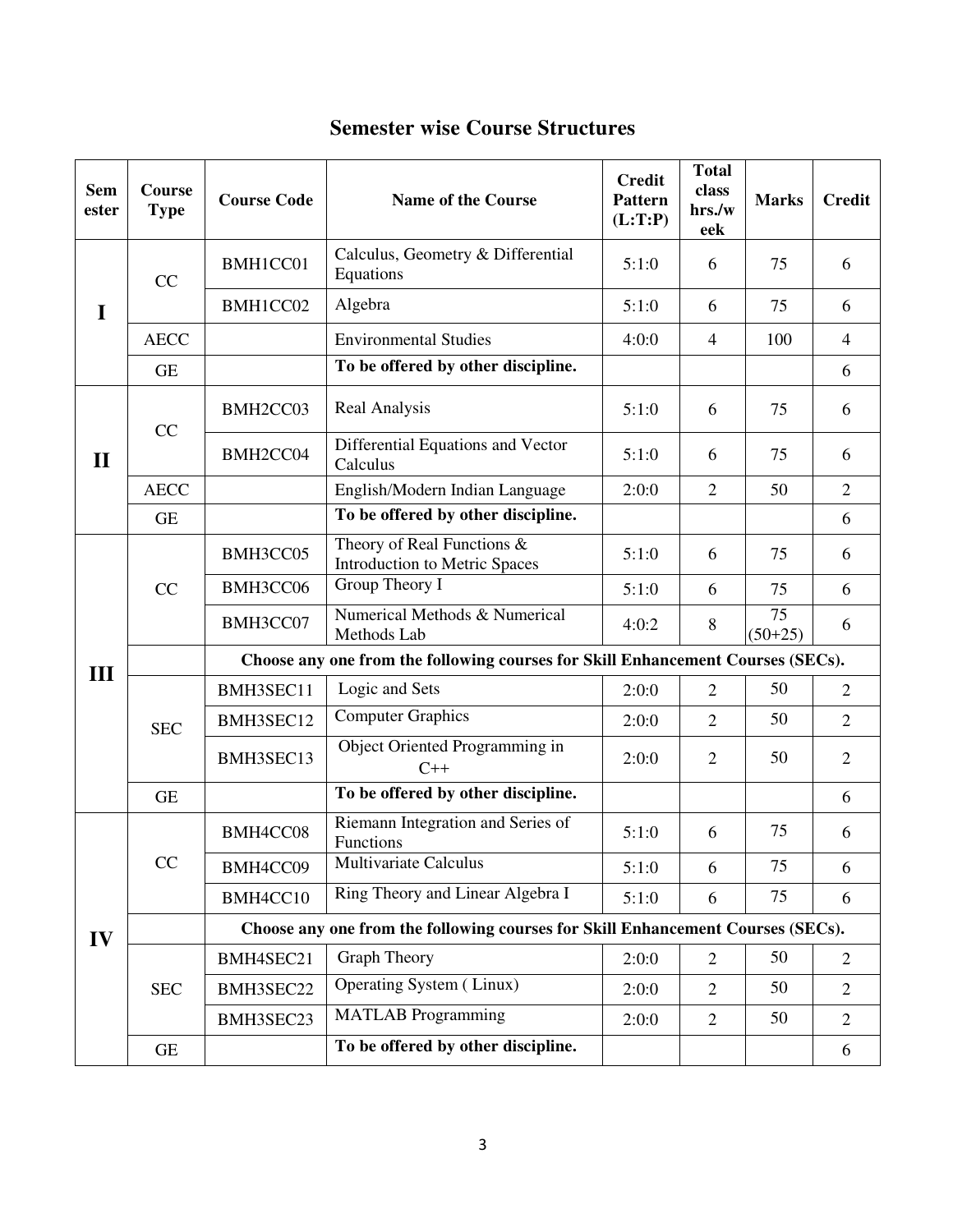# Semester wise Course Structures

| Semester | Course Type | Course Code | Name of the Course | Credit Pattern (L:T:P) | Total class hrs./week | Marks | Credit |
|---|---|---|---|---|---|---|---|
| I | CC | BMH1CC01 | Calculus, Geometry & Differential Equations | 5:1:0 | 6 | 75 | 6 |
| | | BMH1CC02 | Algebra | 5:1:0 | 6 | 75 | 6 |
| | AECC | | Environmental Studies | 4:0:0 | 4 | 100 | 4 |
| | GE | | **To be offered by other discipline.** | | | | 6 |
| II | CC | BMH2CC03 | Real Analysis | 5:1:0 | 6 | 75 | 6 |
| | | BMH2CC04 | Differential Equations and Vector Calculus | 5:1:0 | 6 | 75 | 6 |
| | AECC | | English/Modern Indian Language | 2:0:0 | 2 | 50 | 2 |
| | GE | | **To be offered by other discipline.** | | | | 6 |
| III | CC | BMH3CC05 | Theory of Real Functions & Introduction to Metric Spaces | 5:1:0 | 6 | 75 | 6 |
| | | BMH3CC06 | Group Theory I | 5:1:0 | 6 | 75 | 6 |
| | | BMH3CC07 | Numerical Methods & Numerical Methods Lab | 4:0:2 | 8 | 75 (50+25) | 6 |
| | | **Choose any one from the following courses for Skill Enhancement Courses (SECs).** | | | | | |
| | SEC | BMH3SEC11 | Logic and Sets | 2:0:0 | 2 | 50 | 2 |
| | | BMH3SEC12 | Computer Graphics | 2:0:0 | 2 | 50 | 2 |
| | | BMH3SEC13 | Object Oriented Programming in C++ | 2:0:0 | 2 | 50 | 2 |
| | GE | | **To be offered by other discipline.** | | | | 6 |
| IV | CC | BMH4CC08 | Riemann Integration and Series of Functions | 5:1:0 | 6 | 75 | 6 |
| | | BMH4CC09 | Multivariate Calculus | 5:1:0 | 6 | 75 | 6 |
| | | BMH4CC10 | Ring Theory and Linear Algebra I | 5:1:0 | 6 | 75 | 6 |
| | | **Choose any one from the following courses for Skill Enhancement Courses (SECs).** | | | | | |
| | SEC | BMH4SEC21 | Graph Theory | 2:0:0 | 2 | 50 | 2 |
| | | BMH3SEC22 | Operating System ( Linux) | 2:0:0 | 2 | 50 | 2 |
| | | BMH3SEC23 | MATLAB Programming | 2:0:0 | 2 | 50 | 2 |
| | GE | | **To be offered by other discipline.** | | | | 6 |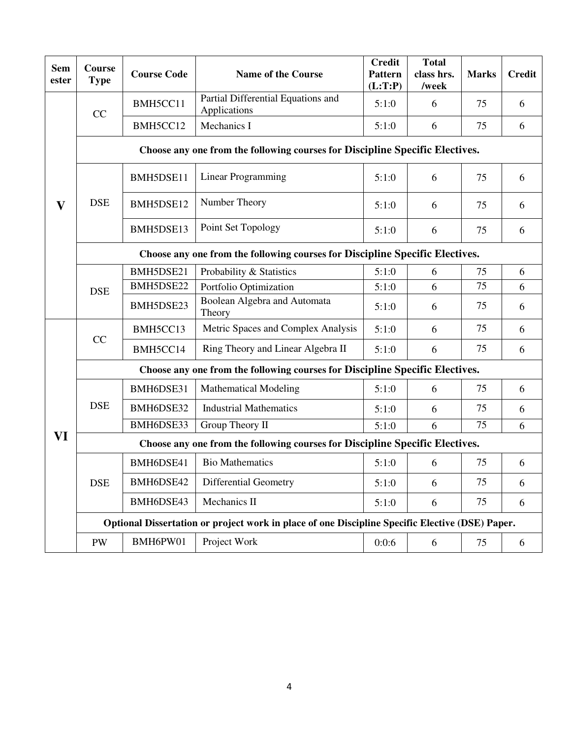| Semester | Course Type | Course Code | Name of the Course | Credit Pattern (L:T:P) | Total class hrs. /week | Marks | Credit |
|---|---|---|---|---|---|---|---|
| V | CC | BMH5CC11 | Partial Differential Equations and Applications | 5:1:0 | 6 | 75 | 6 |
| | | BMH5CC12 | Mechanics I | 5:1:0 | 6 | 75 | 6 |
| | **Choose any one from the following courses for Discipline Specific Electives.** | | | | | | |
| | DSE | BMH5DSE11 | Linear Programming | 5:1:0 | 6 | 75 | 6 |
| | | BMH5DSE12 | Number Theory | 5:1:0 | 6 | 75 | 6 |
| | | BMH5DSE13 | Point Set Topology | 5:1:0 | 6 | 75 | 6 |
| | **Choose any one from the following courses for Discipline Specific Electives.** | | | | | | |
| | DSE | BMH5DSE21 | Probability & Statistics | 5:1:0 | 6 | 75 | 6 |
| | | BMH5DSE22 | Portfolio Optimization | 5:1:0 | 6 | 75 | 6 |
| | | BMH5DSE23 | Boolean Algebra and Automata Theory | 5:1:0 | 6 | 75 | 6 |
| VI | CC | BMH5CC13 | Metric Spaces and Complex Analysis | 5:1:0 | 6 | 75 | 6 |
| | | BMH5CC14 | Ring Theory and Linear Algebra II | 5:1:0 | 6 | 75 | 6 |
| | **Choose any one from the following courses for Discipline Specific Electives.** | | | | | | |
| | DSE | BMH6DSE31 | Mathematical Modeling | 5:1:0 | 6 | 75 | 6 |
| | | BMH6DSE32 | Industrial Mathematics | 5:1:0 | 6 | 75 | 6 |
| | | BMH6DSE33 | Group Theory II | 5:1:0 | 6 | 75 | 6 |
| | **Choose any one from the following courses for Discipline Specific Electives.** | | | | | | |
| | DSE | BMH6DSE41 | Bio Mathematics | 5:1:0 | 6 | 75 | 6 |
| | | BMH6DSE42 | Differential Geometry | 5:1:0 | 6 | 75 | 6 |
| | | BMH6DSE43 | Mechanics II | 5:1:0 | 6 | 75 | 6 |
| | **Optional Dissertation or project work in place of one Discipline Specific Elective (DSE) Paper.** | | | | | | |
| | PW | BMH6PW01 | Project Work | 0:0:6 | 6 | 75 | 6 |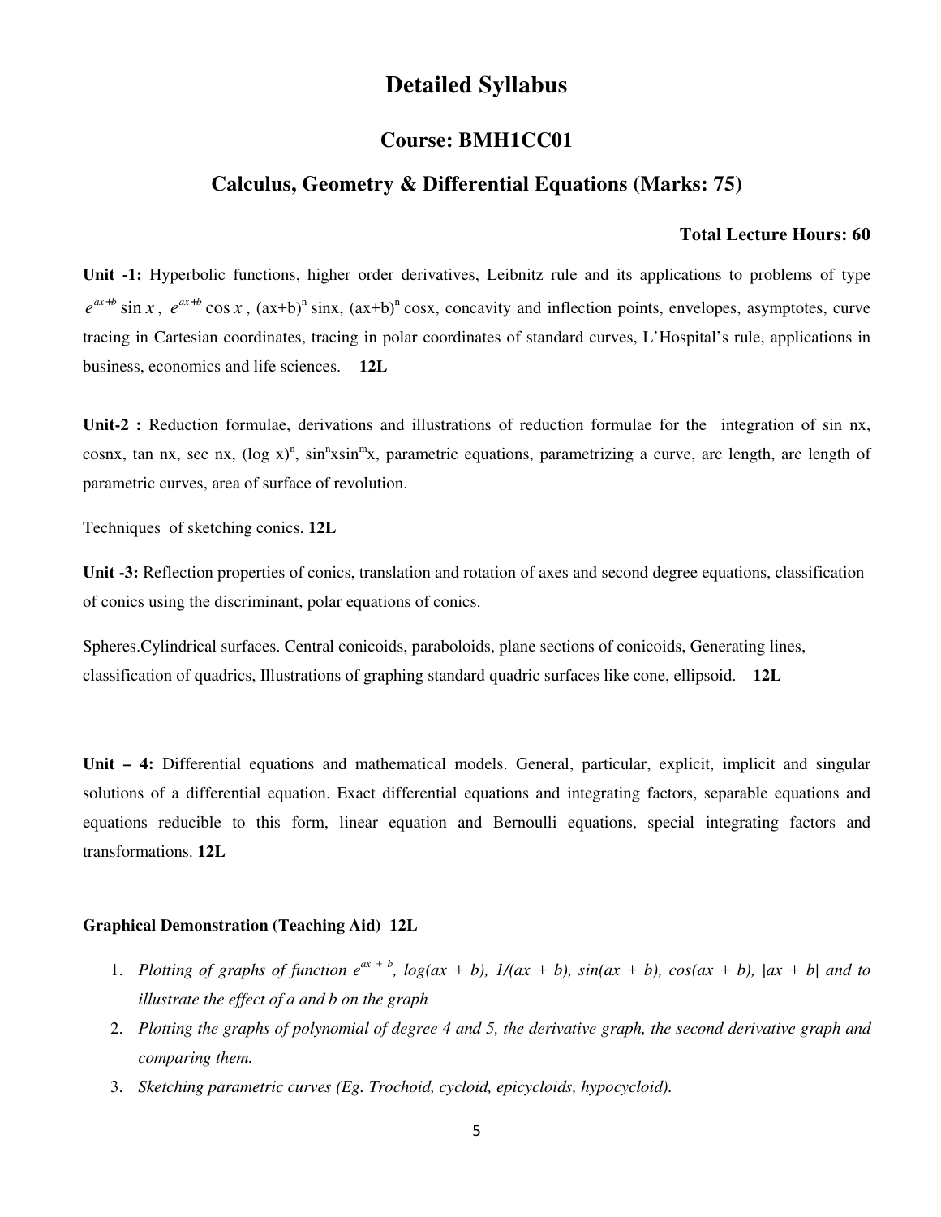# Detailed Syllabus

## Course: BMH1CC01

## Calculus, Geometry & Differential Equations (Marks: 75)

**Total Lecture Hours: 60**

**Unit -1:** Hyperbolic functions, higher order derivatives, Leibnitz rule and its applications to problems of type $e^{ax+b}\sin x$, $e^{ax+b}\cos x$, $(ax+b)^n \sin x$, $(ax+b)^n \cos x$, concavity and inflection points, envelopes, asymptotes, curve tracing in Cartesian coordinates, tracing in polar coordinates of standard curves, L'Hospital's rule, applications in business, economics and life sciences. **12L**

**Unit-2 :** Reduction formulae, derivations and illustrations of reduction formulae for the integration of sin nx, cosnx, tan nx, sec nx, $(\log x)^n$, $\sin^n x \sin^m x$, parametric equations, parametrizing a curve, arc length, arc length of parametric curves, area of surface of revolution.

Techniques of sketching conics. **12L**

**Unit -3:** Reflection properties of conics, translation and rotation of axes and second degree equations, classification of conics using the discriminant, polar equations of conics.

Spheres.Cylindrical surfaces. Central conicoids, paraboloids, plane sections of conicoids, Generating lines, classification of quadrics, Illustrations of graphing standard quadric surfaces like cone, ellipsoid. **12L**

**Unit – 4:** Differential equations and mathematical models. General, particular, explicit, implicit and singular solutions of a differential equation. Exact differential equations and integrating factors, separable equations and equations reducible to this form, linear equation and Bernoulli equations, special integrating factors and transformations. **12L**

**Graphical Demonstration (Teaching Aid) 12L**

1. *Plotting of graphs of function $e^{ax+b}$, log(ax + b), 1/(ax + b), sin(ax + b), cos(ax + b), |ax + b| and to illustrate the effect of a and b on the graph*
2. *Plotting the graphs of polynomial of degree 4 and 5, the derivative graph, the second derivative graph and comparing them.*
3. *Sketching parametric curves (Eg. Trochoid, cycloid, epicycloids, hypocycloid).*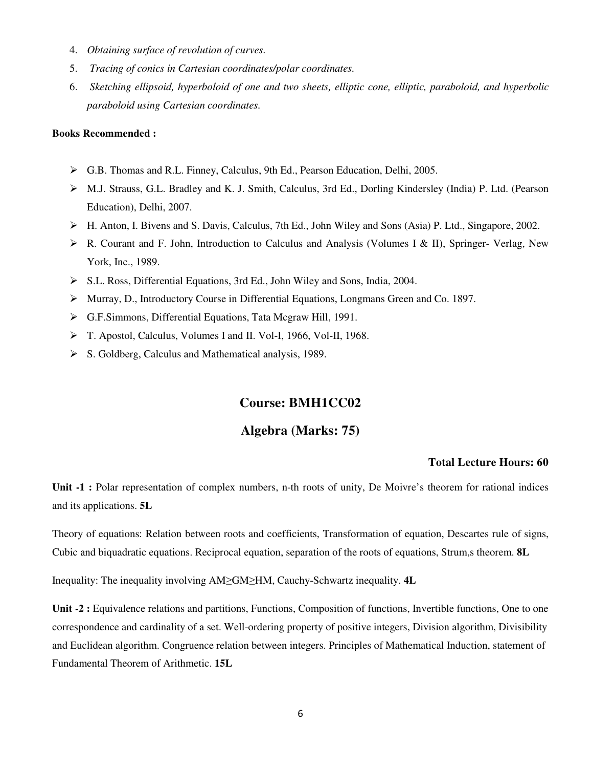4. *Obtaining surface of revolution of curves.*
5. *Tracing of conics in Cartesian coordinates/polar coordinates.*
6. *Sketching ellipsoid, hyperboloid of one and two sheets, elliptic cone, elliptic, paraboloid, and hyperbolic paraboloid using Cartesian coordinates.*

**Books Recommended :**

- G.B. Thomas and R.L. Finney, Calculus, 9th Ed., Pearson Education, Delhi, 2005.
- M.J. Strauss, G.L. Bradley and K. J. Smith, Calculus, 3rd Ed., Dorling Kindersley (India) P. Ltd. (Pearson Education), Delhi, 2007.
- H. Anton, I. Bivens and S. Davis, Calculus, 7th Ed., John Wiley and Sons (Asia) P. Ltd., Singapore, 2002.
- R. Courant and F. John, Introduction to Calculus and Analysis (Volumes I & II), Springer- Verlag, New York, Inc., 1989.
- S.L. Ross, Differential Equations, 3rd Ed., John Wiley and Sons, India, 2004.
- Murray, D., Introductory Course in Differential Equations, Longmans Green and Co. 1897.
- G.F.Simmons, Differential Equations, Tata Mcgraw Hill, 1991.
- T. Apostol, Calculus, Volumes I and II. Vol-I, 1966, Vol-II, 1968.
- S. Goldberg, Calculus and Mathematical analysis, 1989.

## Course: BMH1CC02

## Algebra (Marks: 75)

**Total Lecture Hours: 60**

**Unit -1 :** Polar representation of complex numbers, n-th roots of unity, De Moivre's theorem for rational indices and its applications. **5L**

Theory of equations: Relation between roots and coefficients, Transformation of equation, Descartes rule of signs, Cubic and biquadratic equations. Reciprocal equation, separation of the roots of equations, Strum,s theorem. **8L**

Inequality: The inequality involving AM≥GM≥HM, Cauchy-Schwartz inequality. **4L**

**Unit -2 :** Equivalence relations and partitions, Functions, Composition of functions, Invertible functions, One to one correspondence and cardinality of a set. Well-ordering property of positive integers, Division algorithm, Divisibility and Euclidean algorithm. Congruence relation between integers. Principles of Mathematical Induction, statement of Fundamental Theorem of Arithmetic. **15L**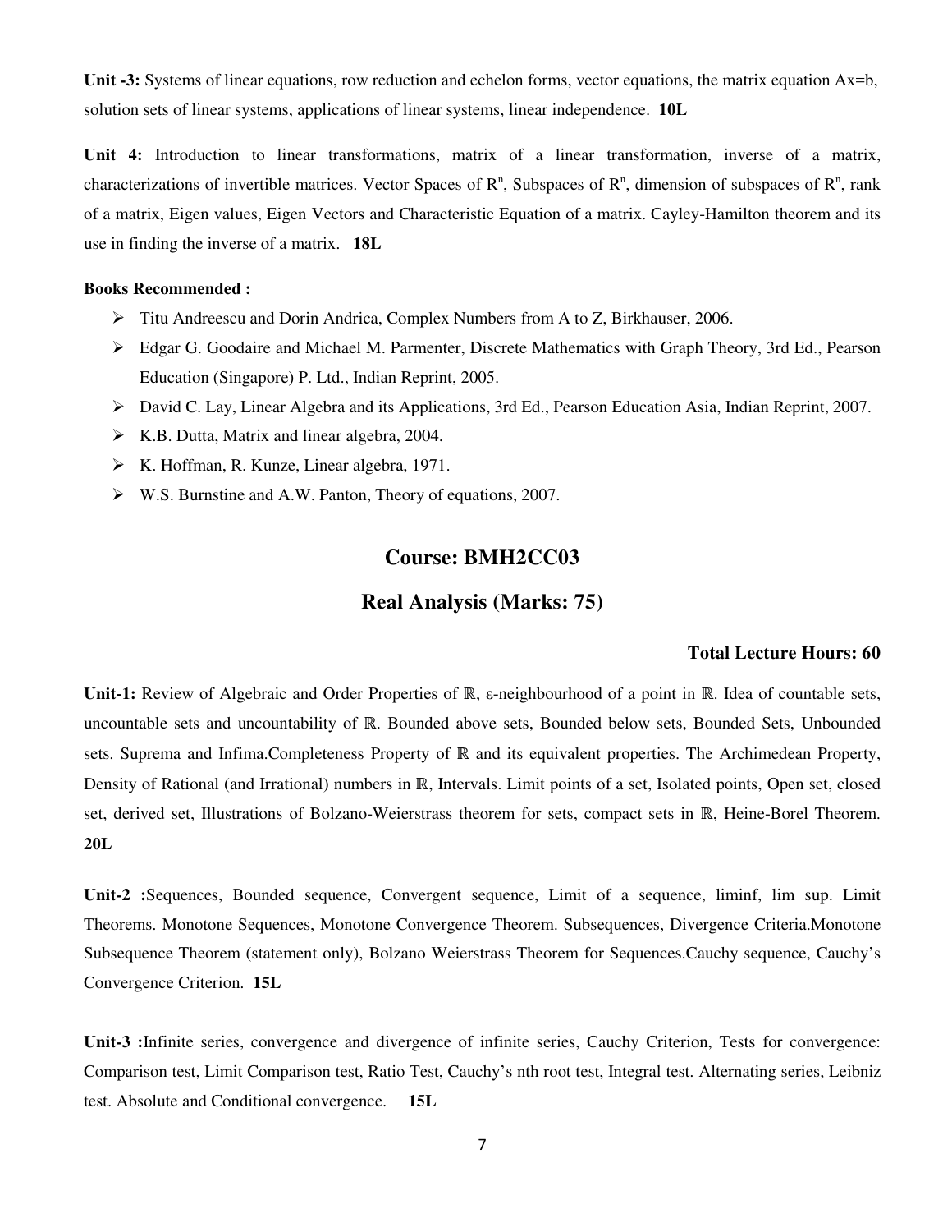**Unit -3:** Systems of linear equations, row reduction and echelon forms, vector equations, the matrix equation Ax=b, solution sets of linear systems, applications of linear systems, linear independence. **10L**

**Unit 4:** Introduction to linear transformations, matrix of a linear transformation, inverse of a matrix, characterizations of invertible matrices. Vector Spaces of $R^n$, Subspaces of $R^n$, dimension of subspaces of $R^n$, rank of a matrix, Eigen values, Eigen Vectors and Characteristic Equation of a matrix. Cayley-Hamilton theorem and its use in finding the inverse of a matrix. **18L**

**Books Recommended :**

- Titu Andreescu and Dorin Andrica, Complex Numbers from A to Z, Birkhauser, 2006.
- Edgar G. Goodaire and Michael M. Parmenter, Discrete Mathematics with Graph Theory, 3rd Ed., Pearson Education (Singapore) P. Ltd., Indian Reprint, 2005.
- David C. Lay, Linear Algebra and its Applications, 3rd Ed., Pearson Education Asia, Indian Reprint, 2007.
- K.B. Dutta, Matrix and linear algebra, 2004.
- K. Hoffman, R. Kunze, Linear algebra, 1971.
- W.S. Burnstine and A.W. Panton, Theory of equations, 2007.

## Course: BMH2CC03

## Real Analysis (Marks: 75)

**Total Lecture Hours: 60**

**Unit-1:** Review of Algebraic and Order Properties of $\mathbb{R}$, ε-neighbourhood of a point in $\mathbb{R}$. Idea of countable sets, uncountable sets and uncountability of $\mathbb{R}$. Bounded above sets, Bounded below sets, Bounded Sets, Unbounded sets. Suprema and Infima.Completeness Property of $\mathbb{R}$ and its equivalent properties. The Archimedean Property, Density of Rational (and Irrational) numbers in $\mathbb{R}$, Intervals. Limit points of a set, Isolated points, Open set, closed set, derived set, Illustrations of Bolzano-Weierstrass theorem for sets, compact sets in $\mathbb{R}$, Heine-Borel Theorem. **20L**

**Unit-2 :**Sequences, Bounded sequence, Convergent sequence, Limit of a sequence, liminf, lim sup. Limit Theorems. Monotone Sequences, Monotone Convergence Theorem. Subsequences, Divergence Criteria.Monotone Subsequence Theorem (statement only), Bolzano Weierstrass Theorem for Sequences.Cauchy sequence, Cauchy's Convergence Criterion. **15L**

**Unit-3 :**Infinite series, convergence and divergence of infinite series, Cauchy Criterion, Tests for convergence: Comparison test, Limit Comparison test, Ratio Test, Cauchy's nth root test, Integral test. Alternating series, Leibniz test. Absolute and Conditional convergence. **15L**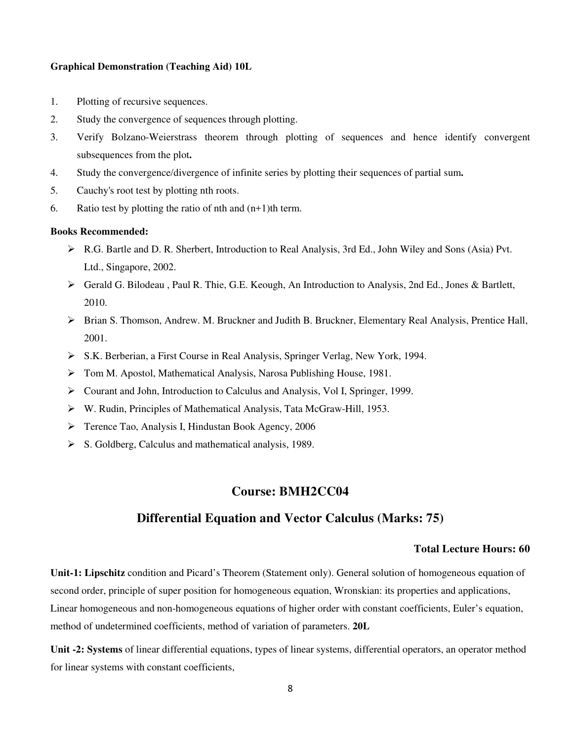**Graphical Demonstration (Teaching Aid) 10L**

1. Plotting of recursive sequences.
2. Study the convergence of sequences through plotting.
3. Verify Bolzano-Weierstrass theorem through plotting of sequences and hence identify convergent subsequences from the plot**.**
4. Study the convergence/divergence of infinite series by plotting their sequences of partial sum**.**
5. Cauchy's root test by plotting nth roots.
6. Ratio test by plotting the ratio of nth and (n+1)th term.

**Books Recommended:**

- R.G. Bartle and D. R. Sherbert, Introduction to Real Analysis, 3rd Ed., John Wiley and Sons (Asia) Pvt. Ltd., Singapore, 2002.
- Gerald G. Bilodeau , Paul R. Thie, G.E. Keough, An Introduction to Analysis, 2nd Ed., Jones & Bartlett, 2010.
- Brian S. Thomson, Andrew. M. Bruckner and Judith B. Bruckner, Elementary Real Analysis, Prentice Hall, 2001.
- S.K. Berberian, a First Course in Real Analysis, Springer Verlag, New York, 1994.
- Tom M. Apostol, Mathematical Analysis, Narosa Publishing House, 1981.
- Courant and John, Introduction to Calculus and Analysis, Vol I, Springer, 1999.
- W. Rudin, Principles of Mathematical Analysis, Tata McGraw-Hill, 1953.
- Terence Tao, Analysis I, Hindustan Book Agency, 2006
- S. Goldberg, Calculus and mathematical analysis, 1989.

## Course: BMH2CC04

## Differential Equation and Vector Calculus (Marks: 75)

**Total Lecture Hours: 60**

**Unit-1: Lipschitz** condition and Picard's Theorem (Statement only). General solution of homogeneous equation of second order, principle of super position for homogeneous equation, Wronskian: its properties and applications, Linear homogeneous and non-homogeneous equations of higher order with constant coefficients, Euler's equation, method of undetermined coefficients, method of variation of parameters. **20L**

**Unit -2: Systems** of linear differential equations, types of linear systems, differential operators, an operator method for linear systems with constant coefficients,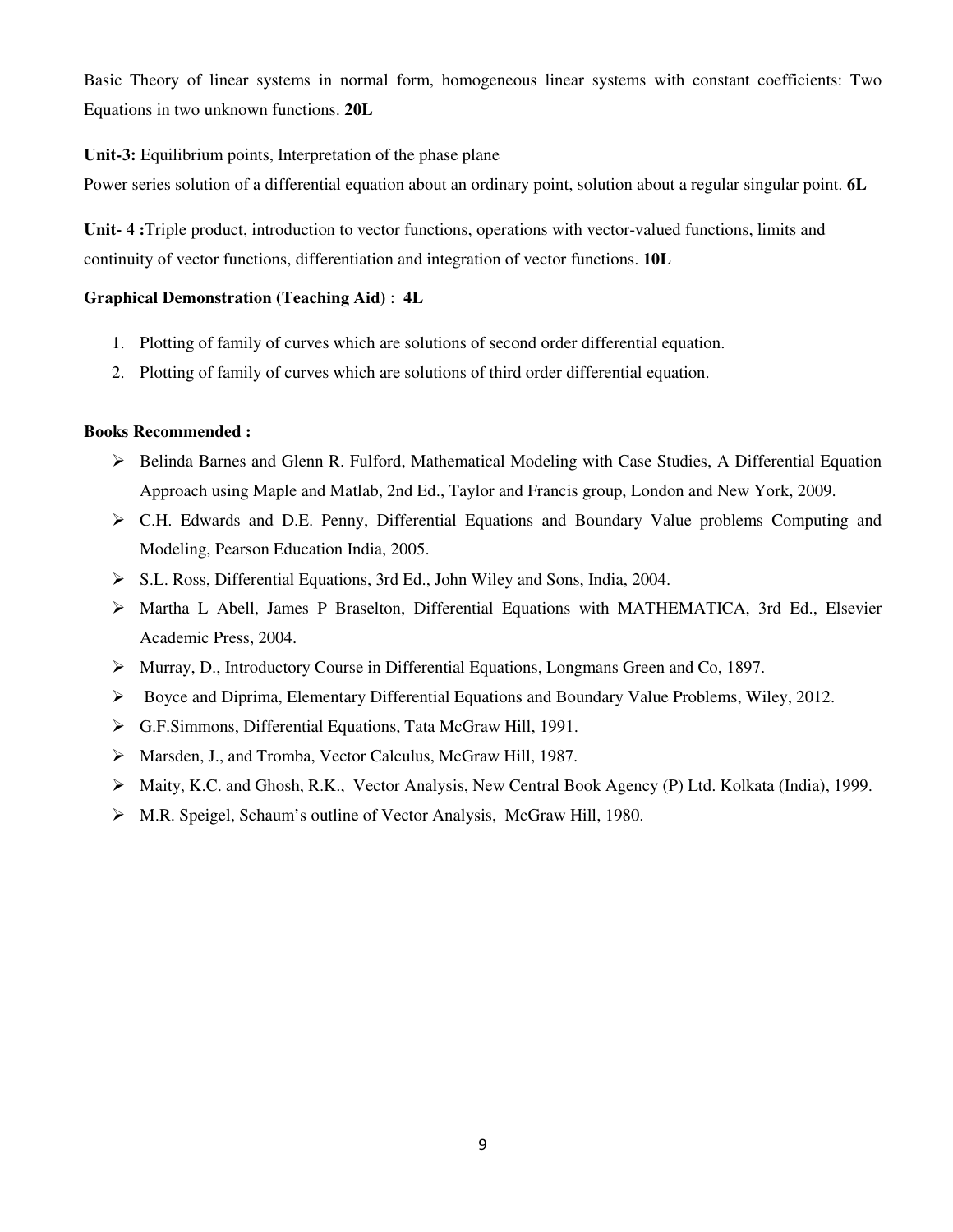Basic Theory of linear systems in normal form, homogeneous linear systems with constant coefficients: Two Equations in two unknown functions. **20L**

**Unit-3:** Equilibrium points, Interpretation of the phase plane
Power series solution of a differential equation about an ordinary point, solution about a regular singular point. **6L**

**Unit- 4 :**Triple product, introduction to vector functions, operations with vector-valued functions, limits and continuity of vector functions, differentiation and integration of vector functions. **10L**

**Graphical Demonstration (Teaching Aid)** : **4L**

1. Plotting of family of curves which are solutions of second order differential equation.
2. Plotting of family of curves which are solutions of third order differential equation.

**Books Recommended :**

- Belinda Barnes and Glenn R. Fulford, Mathematical Modeling with Case Studies, A Differential Equation Approach using Maple and Matlab, 2nd Ed., Taylor and Francis group, London and New York, 2009.
- C.H. Edwards and D.E. Penny, Differential Equations and Boundary Value problems Computing and Modeling, Pearson Education India, 2005.
- S.L. Ross, Differential Equations, 3rd Ed., John Wiley and Sons, India, 2004.
- Martha L Abell, James P Braselton, Differential Equations with MATHEMATICA, 3rd Ed., Elsevier Academic Press, 2004.
- Murray, D., Introductory Course in Differential Equations, Longmans Green and Co, 1897.
- Boyce and Diprima, Elementary Differential Equations and Boundary Value Problems, Wiley, 2012.
- G.F.Simmons, Differential Equations, Tata McGraw Hill, 1991.
- Marsden, J., and Tromba, Vector Calculus, McGraw Hill, 1987.
- Maity, K.C. and Ghosh, R.K., Vector Analysis, New Central Book Agency (P) Ltd. Kolkata (India), 1999.
- M.R. Speigel, Schaum's outline of Vector Analysis, McGraw Hill, 1980.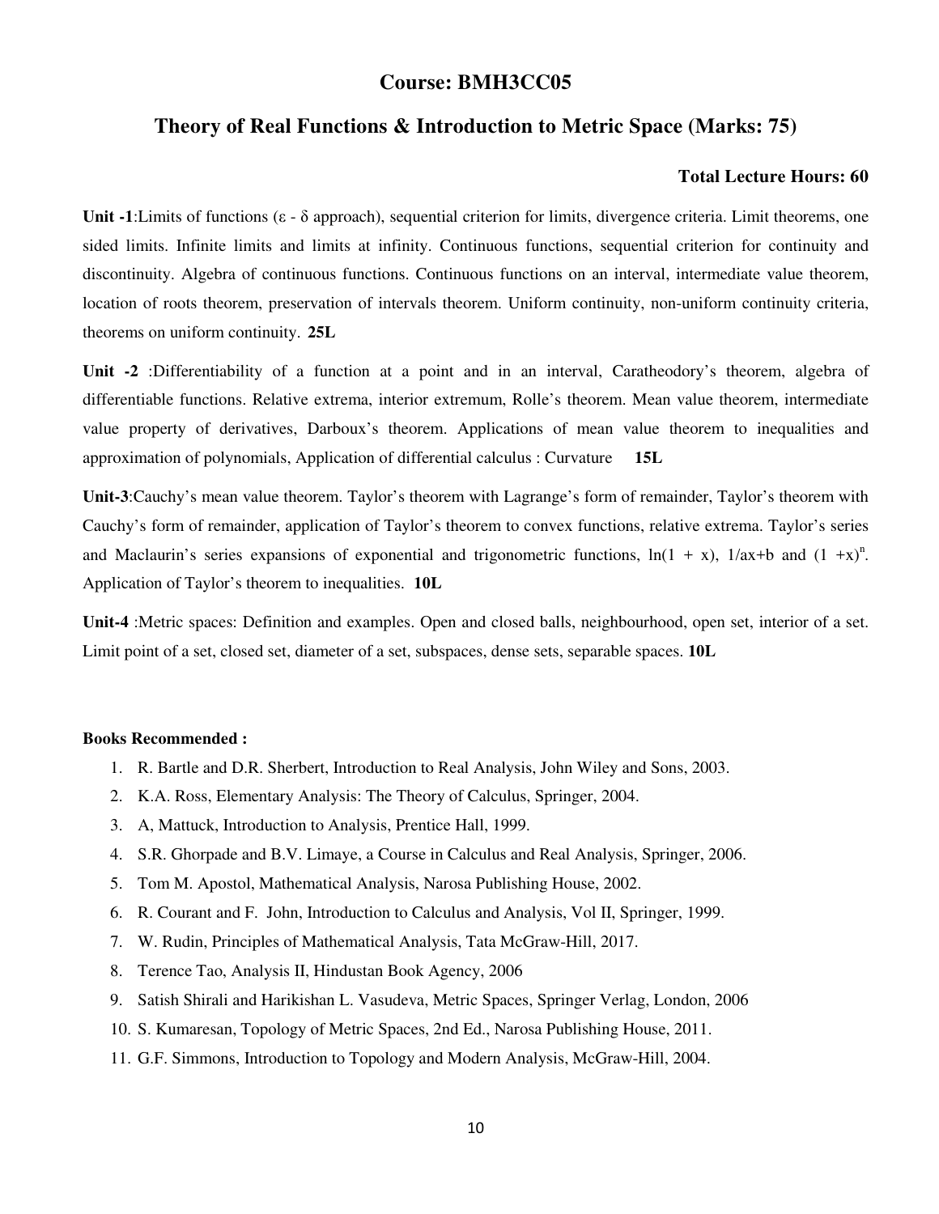## Course: BMH3CC05

## Theory of Real Functions & Introduction to Metric Space (Marks: 75)

**Total Lecture Hours: 60**

**Unit -1**:Limits of functions ($\varepsilon$ - $\delta$ approach), sequential criterion for limits, divergence criteria. Limit theorems, one sided limits. Infinite limits and limits at infinity. Continuous functions, sequential criterion for continuity and discontinuity. Algebra of continuous functions. Continuous functions on an interval, intermediate value theorem, location of roots theorem, preservation of intervals theorem. Uniform continuity, non-uniform continuity criteria, theorems on uniform continuity. **25L**

**Unit -2** :Differentiability of a function at a point and in an interval, Caratheodory's theorem, algebra of differentiable functions. Relative extrema, interior extremum, Rolle's theorem. Mean value theorem, intermediate value property of derivatives, Darboux's theorem. Applications of mean value theorem to inequalities and approximation of polynomials, Application of differential calculus : Curvature **15L**

**Unit-3**:Cauchy's mean value theorem. Taylor's theorem with Lagrange's form of remainder, Taylor's theorem with Cauchy's form of remainder, application of Taylor's theorem to convex functions, relative extrema. Taylor's series and Maclaurin's series expansions of exponential and trigonometric functions, $\ln(1 + x)$, $1/ax+b$ and $(1 + x)^n$. Application of Taylor's theorem to inequalities. **10L**

**Unit-4** :Metric spaces: Definition and examples. Open and closed balls, neighbourhood, open set, interior of a set. Limit point of a set, closed set, diameter of a set, subspaces, dense sets, separable spaces. **10L**

**Books Recommended :**

1. R. Bartle and D.R. Sherbert, Introduction to Real Analysis, John Wiley and Sons, 2003.
2. K.A. Ross, Elementary Analysis: The Theory of Calculus, Springer, 2004.
3. A, Mattuck, Introduction to Analysis, Prentice Hall, 1999.
4. S.R. Ghorpade and B.V. Limaye, a Course in Calculus and Real Analysis, Springer, 2006.
5. Tom M. Apostol, Mathematical Analysis, Narosa Publishing House, 2002.
6. R. Courant and F. John, Introduction to Calculus and Analysis, Vol II, Springer, 1999.
7. W. Rudin, Principles of Mathematical Analysis, Tata McGraw-Hill, 2017.
8. Terence Tao, Analysis II, Hindustan Book Agency, 2006
9. Satish Shirali and Harikishan L. Vasudeva, Metric Spaces, Springer Verlag, London, 2006
10. S. Kumaresan, Topology of Metric Spaces, 2nd Ed., Narosa Publishing House, 2011.
11. G.F. Simmons, Introduction to Topology and Modern Analysis, McGraw-Hill, 2004.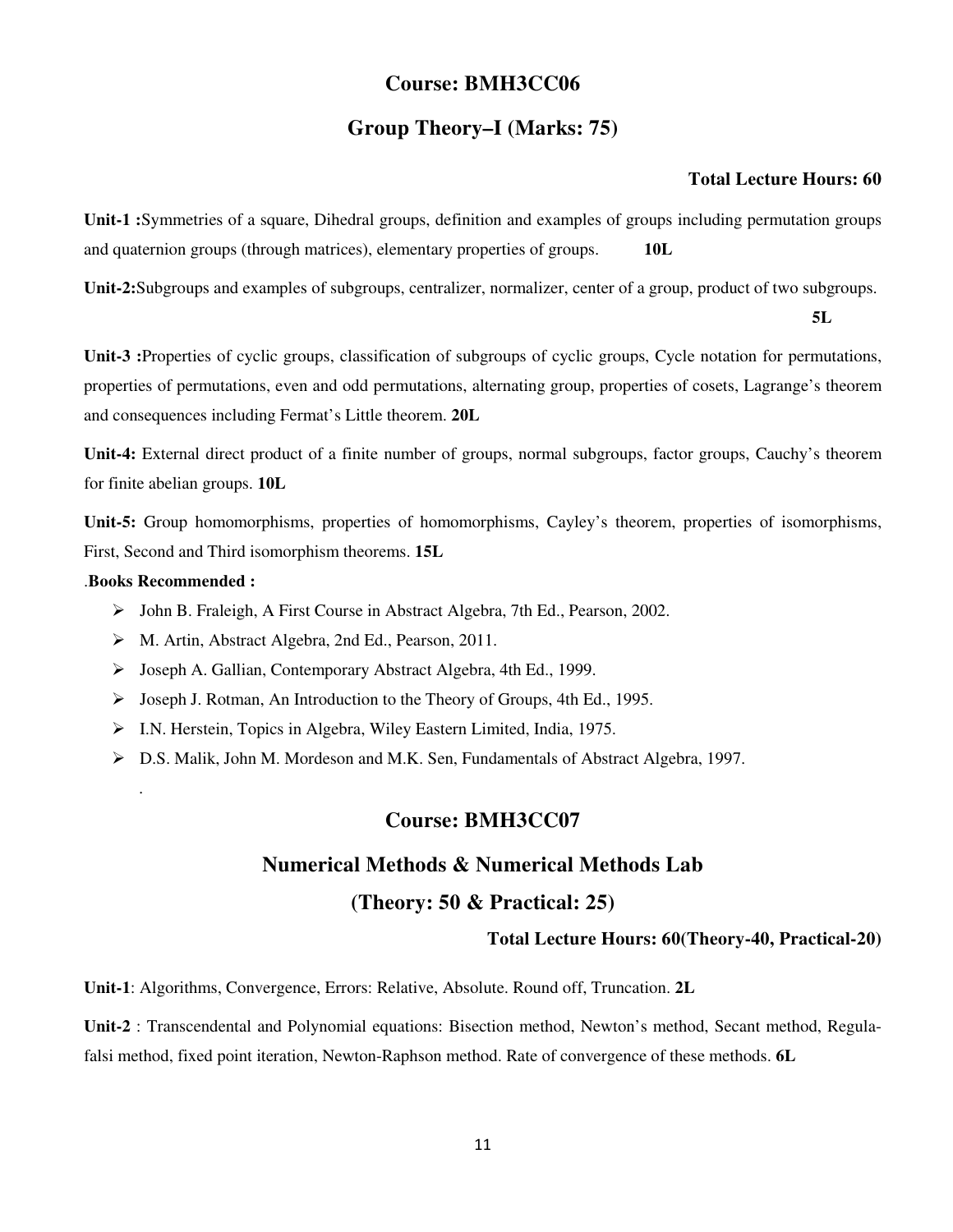## Course: BMH3CC06

## Group Theory–I (Marks: 75)

**Total Lecture Hours: 60**

**Unit-1 :**Symmetries of a square, Dihedral groups, definition and examples of groups including permutation groups and quaternion groups (through matrices), elementary properties of groups. **10L**

**Unit-2:**Subgroups and examples of subgroups, centralizer, normalizer, center of a group, product of two subgroups. **5L**

**Unit-3 :**Properties of cyclic groups, classification of subgroups of cyclic groups, Cycle notation for permutations, properties of permutations, even and odd permutations, alternating group, properties of cosets, Lagrange's theorem and consequences including Fermat's Little theorem. **20L**

**Unit-4:** External direct product of a finite number of groups, normal subgroups, factor groups, Cauchy's theorem for finite abelian groups. **10L**

**Unit-5:** Group homomorphisms, properties of homomorphisms, Cayley's theorem, properties of isomorphisms, First, Second and Third isomorphism theorems. **15L**

.**Books Recommended :**

- John B. Fraleigh, A First Course in Abstract Algebra, 7th Ed., Pearson, 2002.
- M. Artin, Abstract Algebra, 2nd Ed., Pearson, 2011.
- Joseph A. Gallian, Contemporary Abstract Algebra, 4th Ed., 1999.
- Joseph J. Rotman, An Introduction to the Theory of Groups, 4th Ed., 1995.
- I.N. Herstein, Topics in Algebra, Wiley Eastern Limited, India, 1975.
- D.S. Malik, John M. Mordeson and M.K. Sen, Fundamentals of Abstract Algebra, 1997.

## Course: BMH3CC07

## Numerical Methods & Numerical Methods Lab

## (Theory: 50 & Practical: 25)

**Total Lecture Hours: 60(Theory-40, Practical-20)**

**Unit-1**: Algorithms, Convergence, Errors: Relative, Absolute. Round off, Truncation. **2L**

**Unit-2** : Transcendental and Polynomial equations: Bisection method, Newton's method, Secant method, Regula-falsi method, fixed point iteration, Newton-Raphson method. Rate of convergence of these methods. **6L**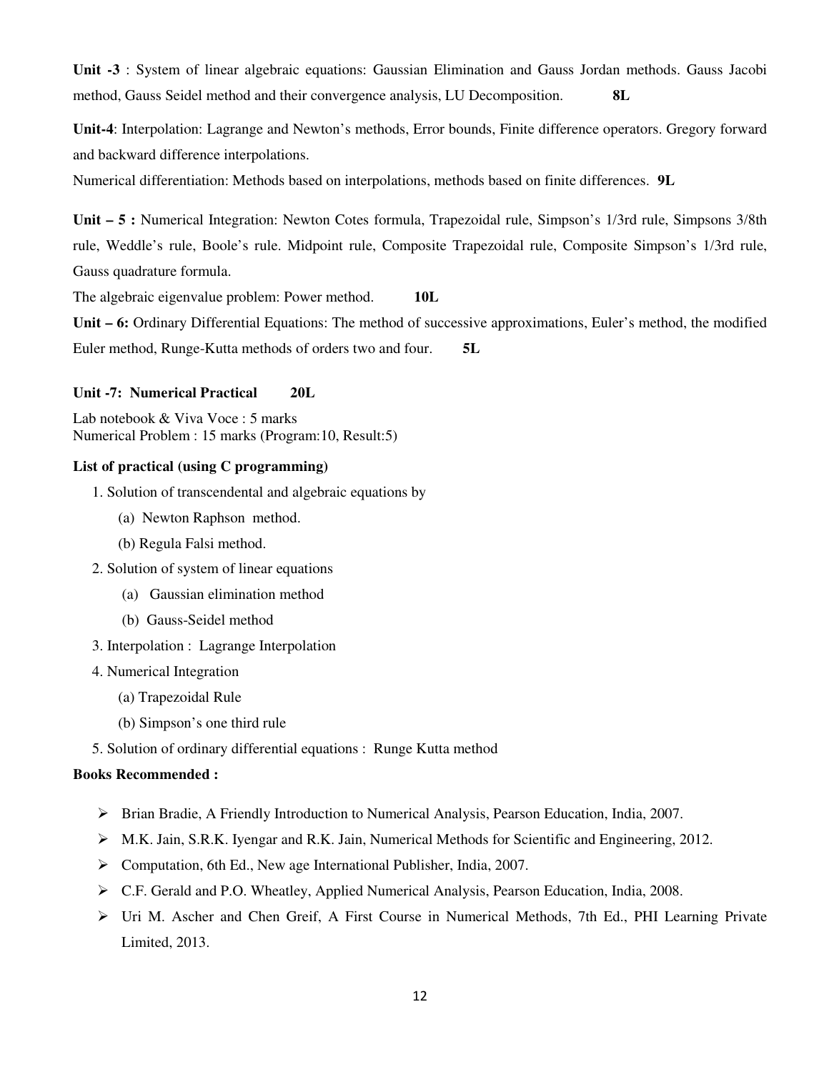**Unit -3** : System of linear algebraic equations: Gaussian Elimination and Gauss Jordan methods. Gauss Jacobi method, Gauss Seidel method and their convergence analysis, LU Decomposition. **8L**

**Unit-4**: Interpolation: Lagrange and Newton's methods, Error bounds, Finite difference operators. Gregory forward and backward difference interpolations.

Numerical differentiation: Methods based on interpolations, methods based on finite differences. **9L**

**Unit – 5 :** Numerical Integration: Newton Cotes formula, Trapezoidal rule, Simpson's 1/3rd rule, Simpsons 3/8th rule, Weddle's rule, Boole's rule. Midpoint rule, Composite Trapezoidal rule, Composite Simpson's 1/3rd rule, Gauss quadrature formula.

The algebraic eigenvalue problem: Power method. **10L**

**Unit – 6:** Ordinary Differential Equations: The method of successive approximations, Euler's method, the modified Euler method, Runge-Kutta methods of orders two and four. **5L**

**Unit -7: Numerical Practical 20L**

Lab notebook & Viva Voce : 5 marks
Numerical Problem : 15 marks (Program:10, Result:5)

**List of practical (using C programming)**

1. Solution of transcendental and algebraic equations by
   - (a) Newton Raphson method.
   - (b) Regula Falsi method.
2. Solution of system of linear equations
   - (a) Gaussian elimination method
   - (b) Gauss-Seidel method
3. Interpolation : Lagrange Interpolation
4. Numerical Integration
   - (a) Trapezoidal Rule
   - (b) Simpson's one third rule
5. Solution of ordinary differential equations : Runge Kutta method

**Books Recommended :**

- Brian Bradie, A Friendly Introduction to Numerical Analysis, Pearson Education, India, 2007.
- M.K. Jain, S.R.K. Iyengar and R.K. Jain, Numerical Methods for Scientific and Engineering, 2012.
- Computation, 6th Ed., New age International Publisher, India, 2007.
- C.F. Gerald and P.O. Wheatley, Applied Numerical Analysis, Pearson Education, India, 2008.
- Uri M. Ascher and Chen Greif, A First Course in Numerical Methods, 7th Ed., PHI Learning Private Limited, 2013.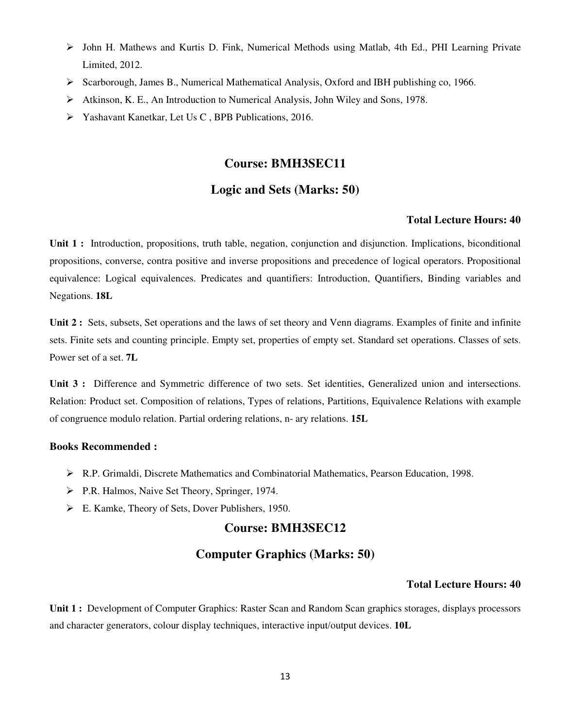- John H. Mathews and Kurtis D. Fink, Numerical Methods using Matlab, 4th Ed., PHI Learning Private Limited, 2012.
- Scarborough, James B., Numerical Mathematical Analysis, Oxford and IBH publishing co, 1966.
- Atkinson, K. E., An Introduction to Numerical Analysis, John Wiley and Sons, 1978.
- Yashavant Kanetkar, Let Us C , BPB Publications, 2016.

## Course: BMH3SEC11

## Logic and Sets (Marks: 50)

**Total Lecture Hours: 40**

**Unit 1 :** Introduction, propositions, truth table, negation, conjunction and disjunction. Implications, biconditional propositions, converse, contra positive and inverse propositions and precedence of logical operators. Propositional equivalence: Logical equivalences. Predicates and quantifiers: Introduction, Quantifiers, Binding variables and Negations. **18L**

**Unit 2 :** Sets, subsets, Set operations and the laws of set theory and Venn diagrams. Examples of finite and infinite sets. Finite sets and counting principle. Empty set, properties of empty set. Standard set operations. Classes of sets. Power set of a set. **7L**

**Unit 3 :** Difference and Symmetric difference of two sets. Set identities, Generalized union and intersections. Relation: Product set. Composition of relations, Types of relations, Partitions, Equivalence Relations with example of congruence modulo relation. Partial ordering relations, n- ary relations. **15L**

**Books Recommended :**

- R.P. Grimaldi, Discrete Mathematics and Combinatorial Mathematics, Pearson Education, 1998.
- P.R. Halmos, Naive Set Theory, Springer, 1974.
- E. Kamke, Theory of Sets, Dover Publishers, 1950.

## Course: BMH3SEC12

## Computer Graphics (Marks: 50)

**Total Lecture Hours: 40**

**Unit 1 :** Development of Computer Graphics: Raster Scan and Random Scan graphics storages, displays processors and character generators, colour display techniques, interactive input/output devices. **10L**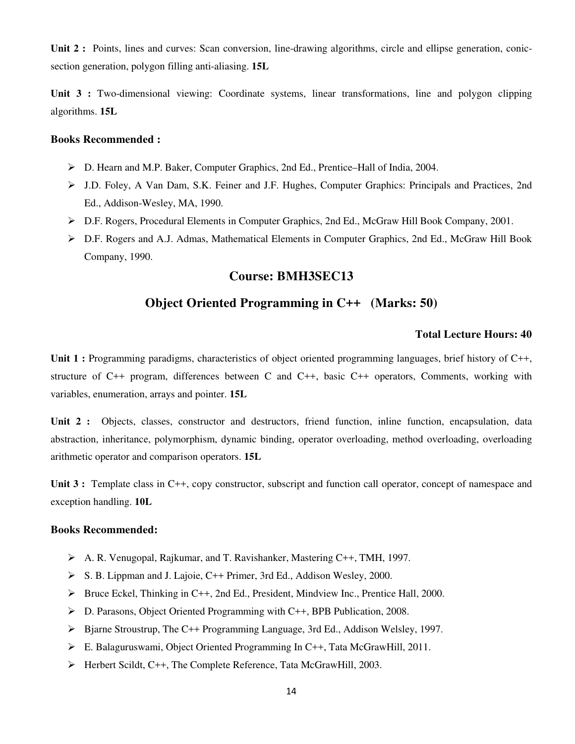**Unit 2 :** Points, lines and curves: Scan conversion, line-drawing algorithms, circle and ellipse generation, conic-section generation, polygon filling anti-aliasing. **15L**

**Unit 3 :** Two-dimensional viewing: Coordinate systems, linear transformations, line and polygon clipping algorithms. **15L**

**Books Recommended :**

- D. Hearn and M.P. Baker, Computer Graphics, 2nd Ed., Prentice–Hall of India, 2004.
- J.D. Foley, A Van Dam, S.K. Feiner and J.F. Hughes, Computer Graphics: Principals and Practices, 2nd Ed., Addison-Wesley, MA, 1990.
- D.F. Rogers, Procedural Elements in Computer Graphics, 2nd Ed., McGraw Hill Book Company, 2001.
- D.F. Rogers and A.J. Admas, Mathematical Elements in Computer Graphics, 2nd Ed., McGraw Hill Book Company, 1990.

## Course: BMH3SEC13

## Object Oriented Programming in C++ (Marks: 50)

**Total Lecture Hours: 40**

**Unit 1 :** Programming paradigms, characteristics of object oriented programming languages, brief history of C++, structure of C++ program, differences between C and C++, basic C++ operators, Comments, working with variables, enumeration, arrays and pointer. **15L**

**Unit 2 :** Objects, classes, constructor and destructors, friend function, inline function, encapsulation, data abstraction, inheritance, polymorphism, dynamic binding, operator overloading, method overloading, overloading arithmetic operator and comparison operators. **15L**

**Unit 3 :** Template class in C++, copy constructor, subscript and function call operator, concept of namespace and exception handling. **10L**

**Books Recommended:**

- A. R. Venugopal, Rajkumar, and T. Ravishanker, Mastering C++, TMH, 1997.
- S. B. Lippman and J. Lajoie, C++ Primer, 3rd Ed., Addison Wesley, 2000.
- Bruce Eckel, Thinking in C++, 2nd Ed., President, Mindview Inc., Prentice Hall, 2000.
- D. Parasons, Object Oriented Programming with C++, BPB Publication, 2008.
- Bjarne Stroustrup, The C++ Programming Language, 3rd Ed., Addison Welsley, 1997.
- E. Balaguruswami, Object Oriented Programming In C++, Tata McGrawHill, 2011.
- Herbert Scildt, C++, The Complete Reference, Tata McGrawHill, 2003.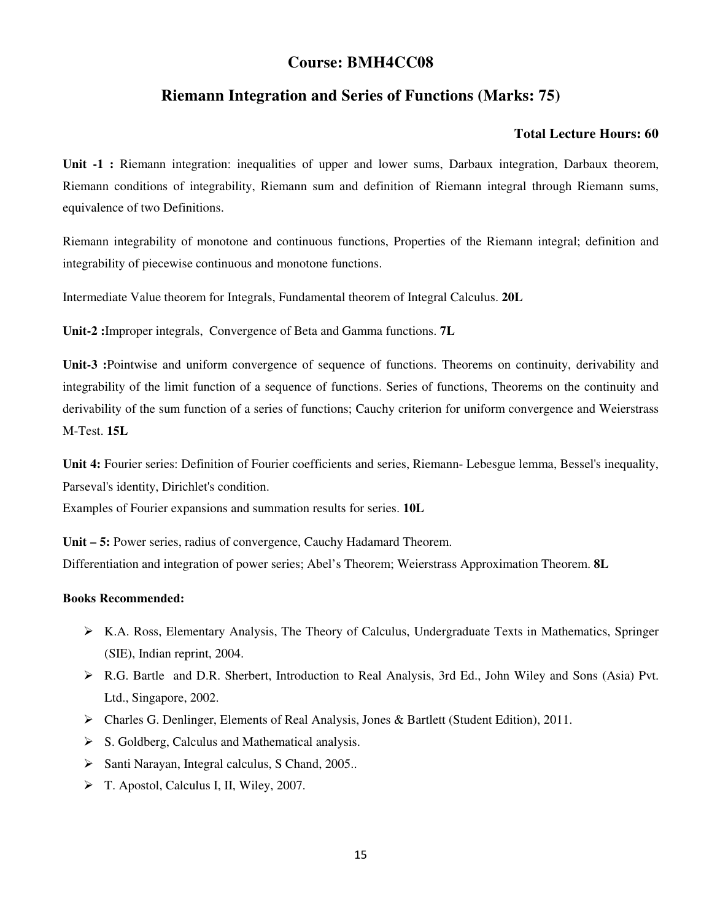## Course: BMH4CC08

## Riemann Integration and Series of Functions (Marks: 75)

**Total Lecture Hours: 60**

**Unit -1 :** Riemann integration: inequalities of upper and lower sums, Darbaux integration, Darbaux theorem, Riemann conditions of integrability, Riemann sum and definition of Riemann integral through Riemann sums, equivalence of two Definitions.

Riemann integrability of monotone and continuous functions, Properties of the Riemann integral; definition and integrability of piecewise continuous and monotone functions.

Intermediate Value theorem for Integrals, Fundamental theorem of Integral Calculus. **20L**

**Unit-2 :**Improper integrals, Convergence of Beta and Gamma functions. **7L**

**Unit-3 :**Pointwise and uniform convergence of sequence of functions. Theorems on continuity, derivability and integrability of the limit function of a sequence of functions. Series of functions, Theorems on the continuity and derivability of the sum function of a series of functions; Cauchy criterion for uniform convergence and Weierstrass M-Test. **15L**

**Unit 4:** Fourier series: Definition of Fourier coefficients and series, Riemann- Lebesgue lemma, Bessel's inequality, Parseval's identity, Dirichlet's condition.
Examples of Fourier expansions and summation results for series. **10L**

**Unit – 5:** Power series, radius of convergence, Cauchy Hadamard Theorem.
Differentiation and integration of power series; Abel's Theorem; Weierstrass Approximation Theorem. **8L**

**Books Recommended:**

- K.A. Ross, Elementary Analysis, The Theory of Calculus, Undergraduate Texts in Mathematics, Springer (SIE), Indian reprint, 2004.
- R.G. Bartle and D.R. Sherbert, Introduction to Real Analysis, 3rd Ed., John Wiley and Sons (Asia) Pvt. Ltd., Singapore, 2002.
- Charles G. Denlinger, Elements of Real Analysis, Jones & Bartlett (Student Edition), 2011.
- S. Goldberg, Calculus and Mathematical analysis.
- Santi Narayan, Integral calculus, S Chand, 2005..
- T. Apostol, Calculus I, II, Wiley, 2007.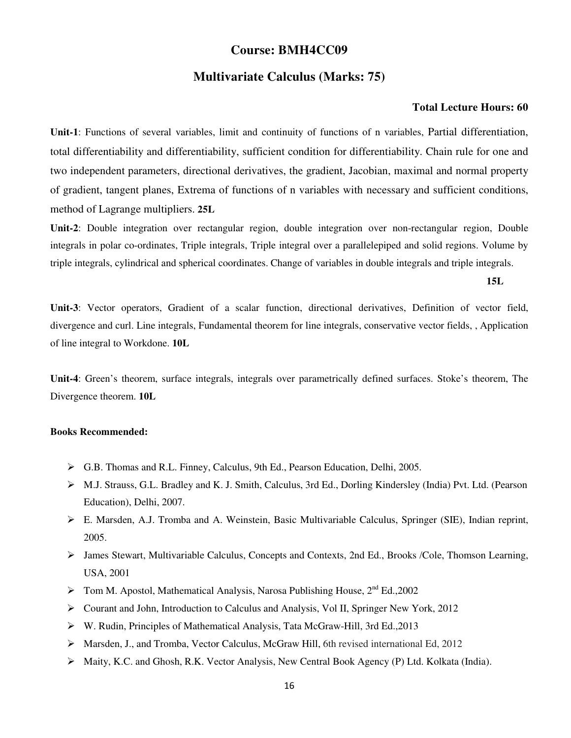## Course: BMH4CC09

## Multivariate Calculus (Marks: 75)

**Total Lecture Hours: 60**

**Unit-1**: Functions of several variables, limit and continuity of functions of n variables, Partial differentiation, total differentiability and differentiability, sufficient condition for differentiability. Chain rule for one and two independent parameters, directional derivatives, the gradient, Jacobian, maximal and normal property of gradient, tangent planes, Extrema of functions of n variables with necessary and sufficient conditions, method of Lagrange multipliers. **25L**

**Unit-2**: Double integration over rectangular region, double integration over non-rectangular region, Double integrals in polar co-ordinates, Triple integrals, Triple integral over a parallelepiped and solid regions. Volume by triple integrals, cylindrical and spherical coordinates. Change of variables in double integrals and triple integrals. **15L**

**Unit-3**: Vector operators, Gradient of a scalar function, directional derivatives, Definition of vector field, divergence and curl. Line integrals, Fundamental theorem for line integrals, conservative vector fields, , Application of line integral to Workdone. **10L**

**Unit-4**: Green's theorem, surface integrals, integrals over parametrically defined surfaces. Stoke's theorem, The Divergence theorem. **10L**

**Books Recommended:**

- G.B. Thomas and R.L. Finney, Calculus, 9th Ed., Pearson Education, Delhi, 2005.
- M.J. Strauss, G.L. Bradley and K. J. Smith, Calculus, 3rd Ed., Dorling Kindersley (India) Pvt. Ltd. (Pearson Education), Delhi, 2007.
- E. Marsden, A.J. Tromba and A. Weinstein, Basic Multivariable Calculus, Springer (SIE), Indian reprint, 2005.
- James Stewart, Multivariable Calculus, Concepts and Contexts, 2nd Ed., Brooks /Cole, Thomson Learning, USA, 2001
- Tom M. Apostol, Mathematical Analysis, Narosa Publishing House, 2nd Ed.,2002
- Courant and John, Introduction to Calculus and Analysis, Vol II, Springer New York, 2012
- W. Rudin, Principles of Mathematical Analysis, Tata McGraw-Hill, 3rd Ed.,2013
- Marsden, J., and Tromba, Vector Calculus, McGraw Hill, 6th revised international Ed, 2012
- Maity, K.C. and Ghosh, R.K. Vector Analysis, New Central Book Agency (P) Ltd. Kolkata (India).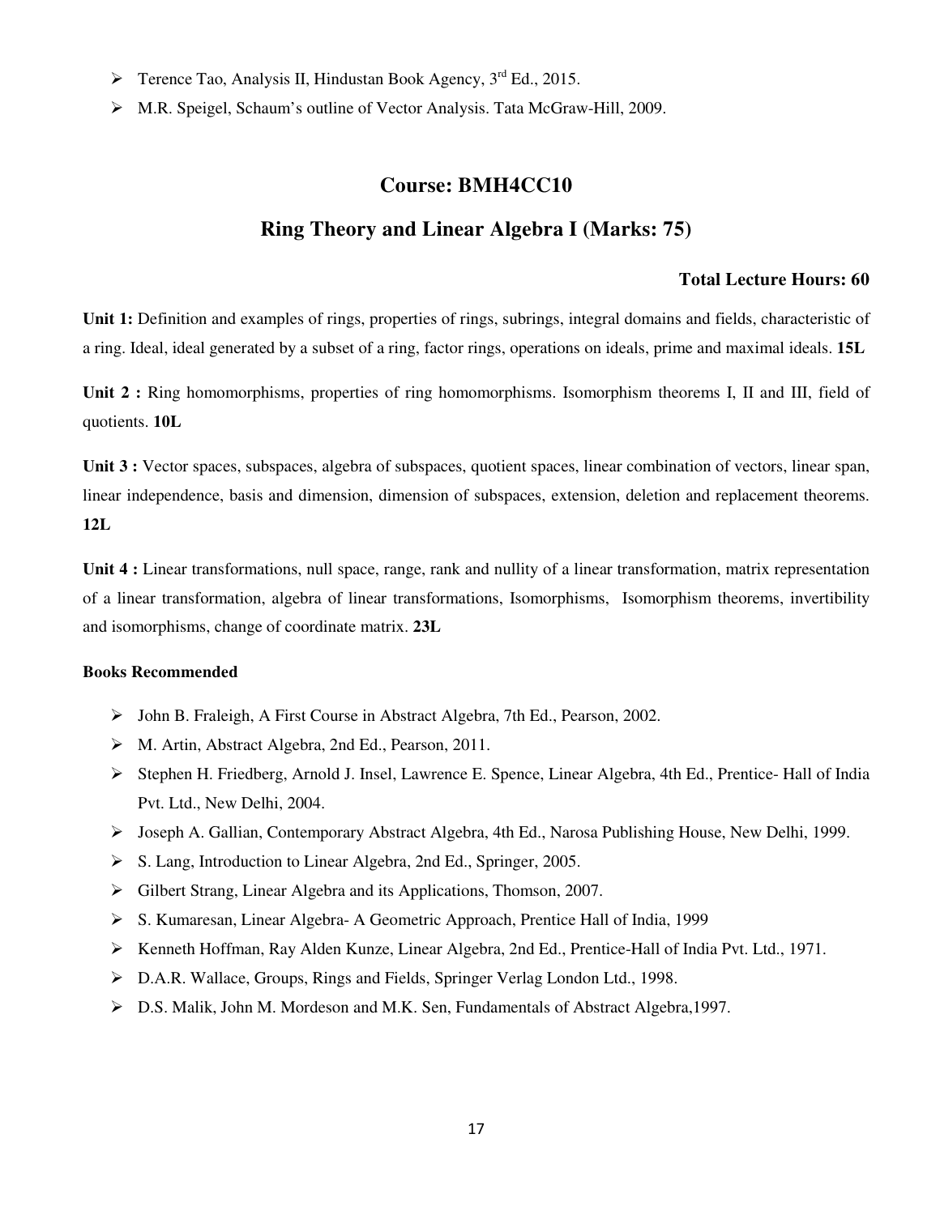- Terence Tao, Analysis II, Hindustan Book Agency, 3rd Ed., 2015.
- M.R. Speigel, Schaum's outline of Vector Analysis. Tata McGraw-Hill, 2009.

## Course: BMH4CC10

## Ring Theory and Linear Algebra I (Marks: 75)

**Total Lecture Hours: 60**

**Unit 1:** Definition and examples of rings, properties of rings, subrings, integral domains and fields, characteristic of a ring. Ideal, ideal generated by a subset of a ring, factor rings, operations on ideals, prime and maximal ideals. **15L**

**Unit 2 :** Ring homomorphisms, properties of ring homomorphisms. Isomorphism theorems I, II and III, field of quotients. **10L**

**Unit 3 :** Vector spaces, subspaces, algebra of subspaces, quotient spaces, linear combination of vectors, linear span, linear independence, basis and dimension, dimension of subspaces, extension, deletion and replacement theorems. **12L**

**Unit 4 :** Linear transformations, null space, range, rank and nullity of a linear transformation, matrix representation of a linear transformation, algebra of linear transformations, Isomorphisms, Isomorphism theorems, invertibility and isomorphisms, change of coordinate matrix. **23L**

**Books Recommended**

- John B. Fraleigh, A First Course in Abstract Algebra, 7th Ed., Pearson, 2002.
- M. Artin, Abstract Algebra, 2nd Ed., Pearson, 2011.
- Stephen H. Friedberg, Arnold J. Insel, Lawrence E. Spence, Linear Algebra, 4th Ed., Prentice- Hall of India Pvt. Ltd., New Delhi, 2004.
- Joseph A. Gallian, Contemporary Abstract Algebra, 4th Ed., Narosa Publishing House, New Delhi, 1999.
- S. Lang, Introduction to Linear Algebra, 2nd Ed., Springer, 2005.
- Gilbert Strang, Linear Algebra and its Applications, Thomson, 2007.
- S. Kumaresan, Linear Algebra- A Geometric Approach, Prentice Hall of India, 1999
- Kenneth Hoffman, Ray Alden Kunze, Linear Algebra, 2nd Ed., Prentice-Hall of India Pvt. Ltd., 1971.
- D.A.R. Wallace, Groups, Rings and Fields, Springer Verlag London Ltd., 1998.
- D.S. Malik, John M. Mordeson and M.K. Sen, Fundamentals of Abstract Algebra,1997.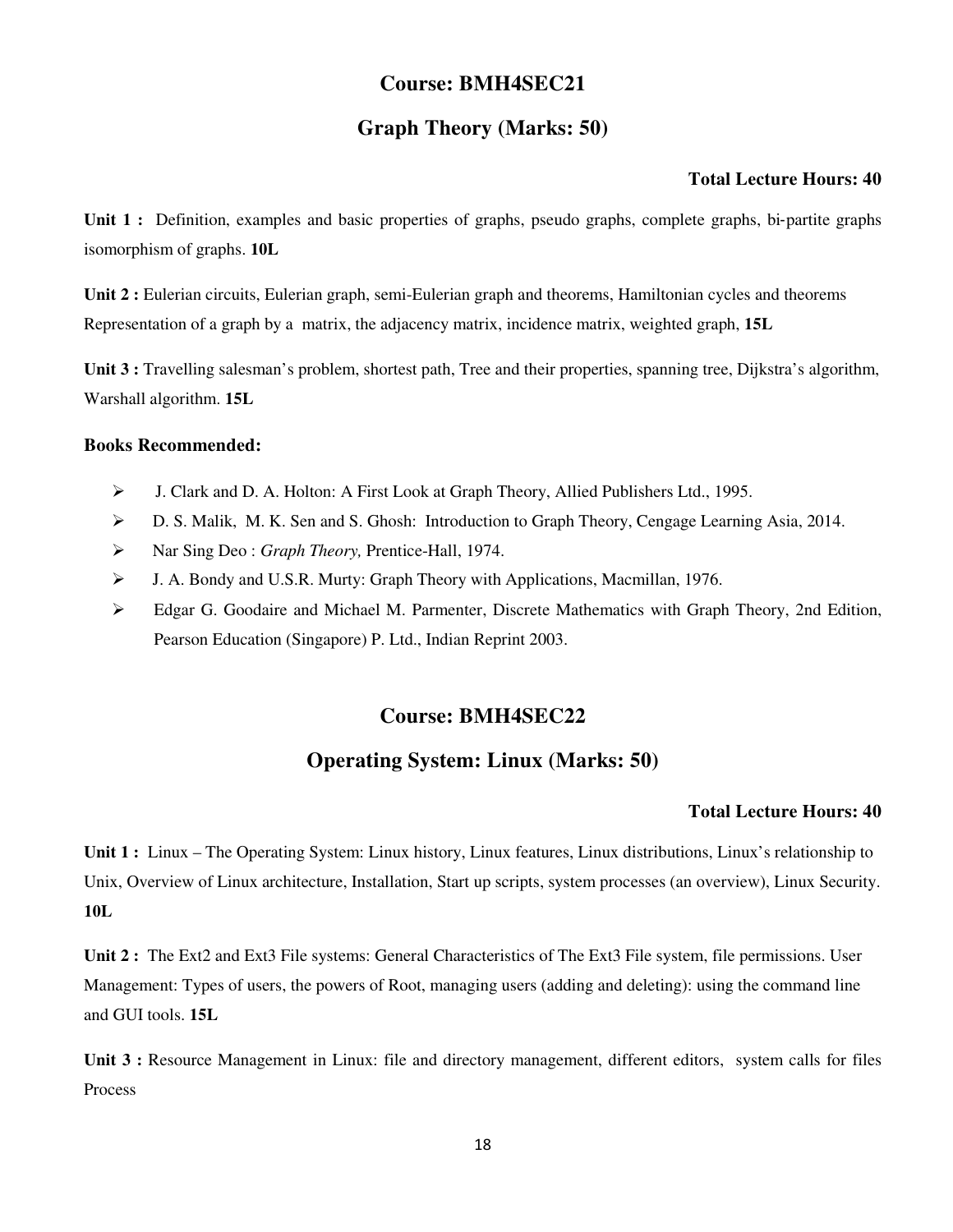## Course: BMH4SEC21

## Graph Theory (Marks: 50)

**Total Lecture Hours: 40**

**Unit 1 :** Definition, examples and basic properties of graphs, pseudo graphs, complete graphs, bi-partite graphs isomorphism of graphs. **10L**

**Unit 2 :** Eulerian circuits, Eulerian graph, semi-Eulerian graph and theorems, Hamiltonian cycles and theorems Representation of a graph by a matrix, the adjacency matrix, incidence matrix, weighted graph, **15L**

**Unit 3 :** Travelling salesman's problem, shortest path, Tree and their properties, spanning tree, Dijkstra's algorithm, Warshall algorithm. **15L**

**Books Recommended:**

- J. Clark and D. A. Holton: A First Look at Graph Theory, Allied Publishers Ltd., 1995.
- D. S. Malik, M. K. Sen and S. Ghosh: Introduction to Graph Theory, Cengage Learning Asia, 2014.
- Nar Sing Deo : *Graph Theory,* Prentice-Hall, 1974.
- J. A. Bondy and U.S.R. Murty: Graph Theory with Applications, Macmillan, 1976.
- Edgar G. Goodaire and Michael M. Parmenter, Discrete Mathematics with Graph Theory, 2nd Edition, Pearson Education (Singapore) P. Ltd., Indian Reprint 2003.

## Course: BMH4SEC22

## Operating System: Linux (Marks: 50)

**Total Lecture Hours: 40**

**Unit 1 :** Linux – The Operating System: Linux history, Linux features, Linux distributions, Linux's relationship to Unix, Overview of Linux architecture, Installation, Start up scripts, system processes (an overview), Linux Security. **10L**

**Unit 2 :** The Ext2 and Ext3 File systems: General Characteristics of The Ext3 File system, file permissions. User Management: Types of users, the powers of Root, managing users (adding and deleting): using the command line and GUI tools. **15L**

**Unit 3 :** Resource Management in Linux: file and directory management, different editors, system calls for files Process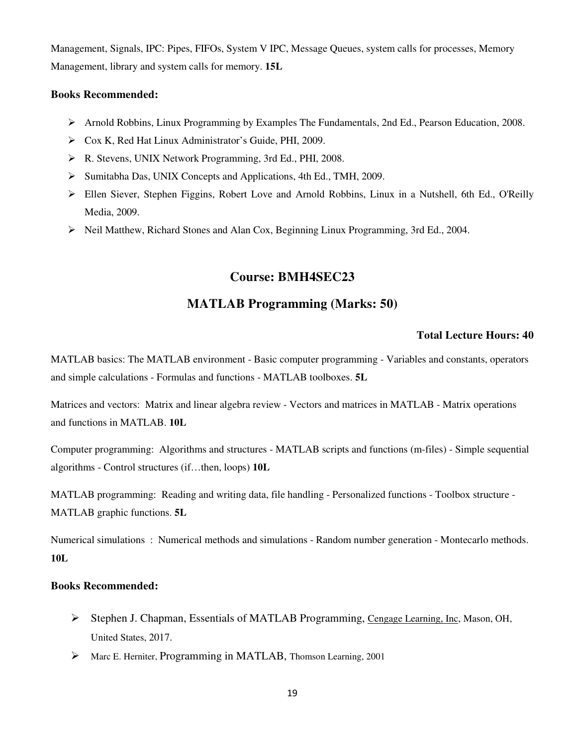Management, Signals, IPC: Pipes, FIFOs, System V IPC, Message Queues, system calls for processes, Memory Management, library and system calls for memory. **15L**

**Books Recommended:**

- Arnold Robbins, Linux Programming by Examples The Fundamentals, 2nd Ed., Pearson Education, 2008.
- Cox K, Red Hat Linux Administrator's Guide, PHI, 2009.
- R. Stevens, UNIX Network Programming, 3rd Ed., PHI, 2008.
- Sumitabha Das, UNIX Concepts and Applications, 4th Ed., TMH, 2009.
- Ellen Siever, Stephen Figgins, Robert Love and Arnold Robbins, Linux in a Nutshell, 6th Ed., O'Reilly Media, 2009.
- Neil Matthew, Richard Stones and Alan Cox, Beginning Linux Programming, 3rd Ed., 2004.

## Course: BMH4SEC23

## MATLAB Programming (Marks: 50)

**Total Lecture Hours: 40**

MATLAB basics: The MATLAB environment - Basic computer programming - Variables and constants, operators and simple calculations - Formulas and functions - MATLAB toolboxes. **5L**

Matrices and vectors: Matrix and linear algebra review - Vectors and matrices in MATLAB - Matrix operations and functions in MATLAB. **10L**

Computer programming: Algorithms and structures - MATLAB scripts and functions (m-files) - Simple sequential algorithms - Control structures (if…then, loops) **10L**

MATLAB programming: Reading and writing data, file handling - Personalized functions - Toolbox structure - MATLAB graphic functions. **5L**

Numerical simulations : Numerical methods and simulations - Random number generation - Montecarlo methods. **10L**

**Books Recommended:**

- Stephen J. Chapman, Essentials of MATLAB Programming, Cengage Learning, Inc, Mason, OH, United States, 2017.
- Marc E. Herniter, Programming in MATLAB, Thomson Learning, 2001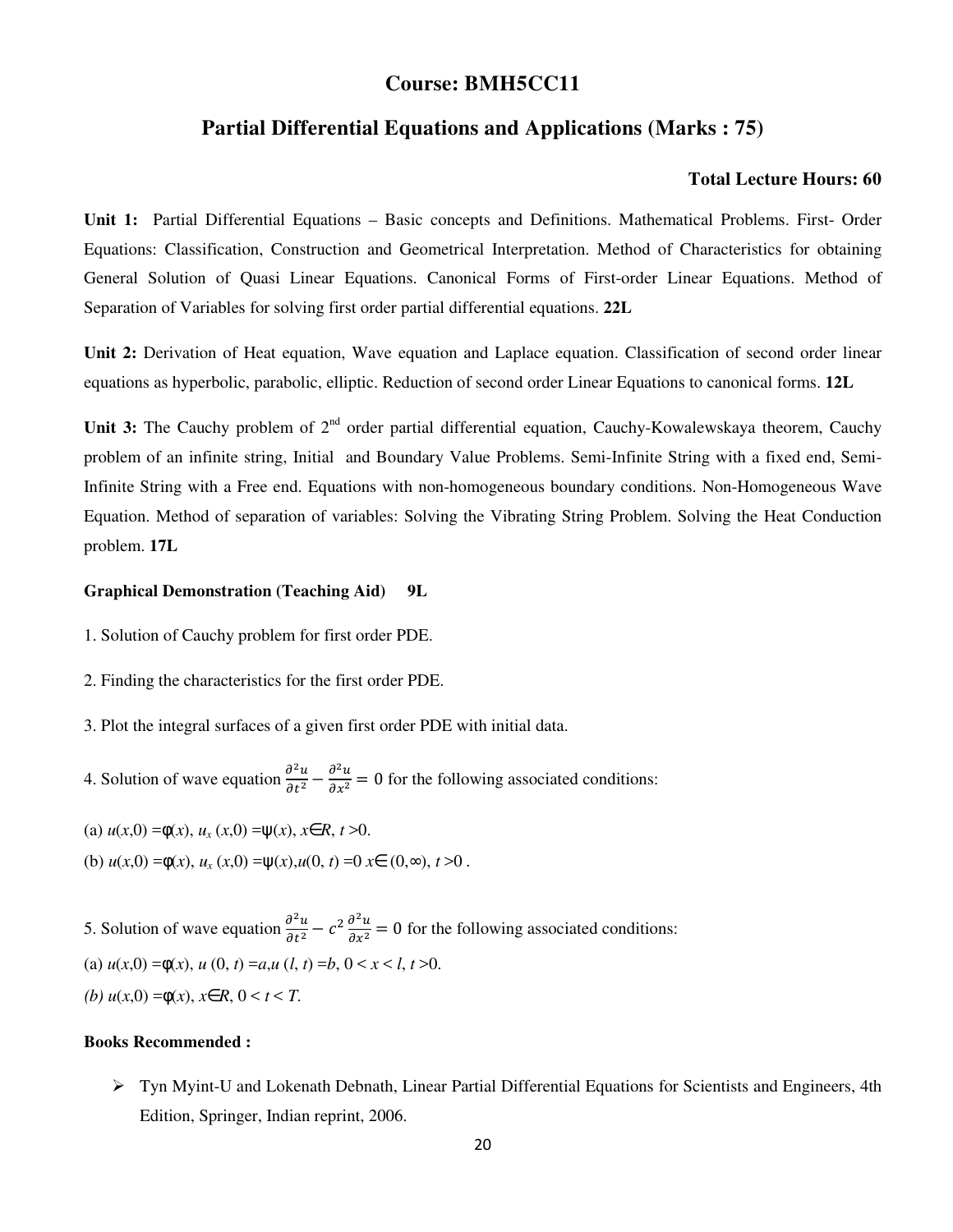## Course: BMH5CC11

## Partial Differential Equations and Applications (Marks : 75)

**Total Lecture Hours: 60**

**Unit 1:** Partial Differential Equations – Basic concepts and Definitions. Mathematical Problems. First- Order Equations: Classification, Construction and Geometrical Interpretation. Method of Characteristics for obtaining General Solution of Quasi Linear Equations. Canonical Forms of First-order Linear Equations. Method of Separation of Variables for solving first order partial differential equations. **22L**

**Unit 2:** Derivation of Heat equation, Wave equation and Laplace equation. Classification of second order linear equations as hyperbolic, parabolic, elliptic. Reduction of second order Linear Equations to canonical forms. **12L**

**Unit 3:** The Cauchy problem of 2[nd] order partial differential equation, Cauchy-Kowalewskaya theorem, Cauchy problem of an infinite string, Initial and Boundary Value Problems. Semi-Infinite String with a fixed end, Semi-Infinite String with a Free end. Equations with non-homogeneous boundary conditions. Non-Homogeneous Wave Equation. Method of separation of variables: Solving the Vibrating String Problem. Solving the Heat Conduction problem. **17L**

**Graphical Demonstration (Teaching Aid) 9L**

1. Solution of Cauchy problem for first order PDE.

2. Finding the characteristics for the first order PDE.

3. Plot the integral surfaces of a given first order PDE with initial data.

4. Solution of wave equation $\frac{\partial^2 u}{\partial t^2} - \frac{\partial^2 u}{\partial x^2} = 0$ for the following associated conditions:

(a) $u(x,0) = \phi(x)$, $u_x(x,0) = \psi(x)$, $x \in R$, $t > 0$.

(b) $u(x,0) = \phi(x)$, $u_x(x,0) = \psi(x)$, $u(0,t) = 0$ $x \in (0,\infty)$, $t > 0$ .

5. Solution of wave equation $\frac{\partial^2 u}{\partial t^2} - c^2 \frac{\partial^2 u}{\partial x^2} = 0$ for the following associated conditions:

(a) $u(x,0) = \phi(x)$, $u(0,t) = a$, $u(l,t) = b$, $0 < x < l$, $t > 0$.

*(b)* $u(x,0) = \phi(x)$, $x \in R$, $0 < t < T$.

**Books Recommended :**

- Tyn Myint-U and Lokenath Debnath, Linear Partial Differential Equations for Scientists and Engineers, 4th Edition, Springer, Indian reprint, 2006.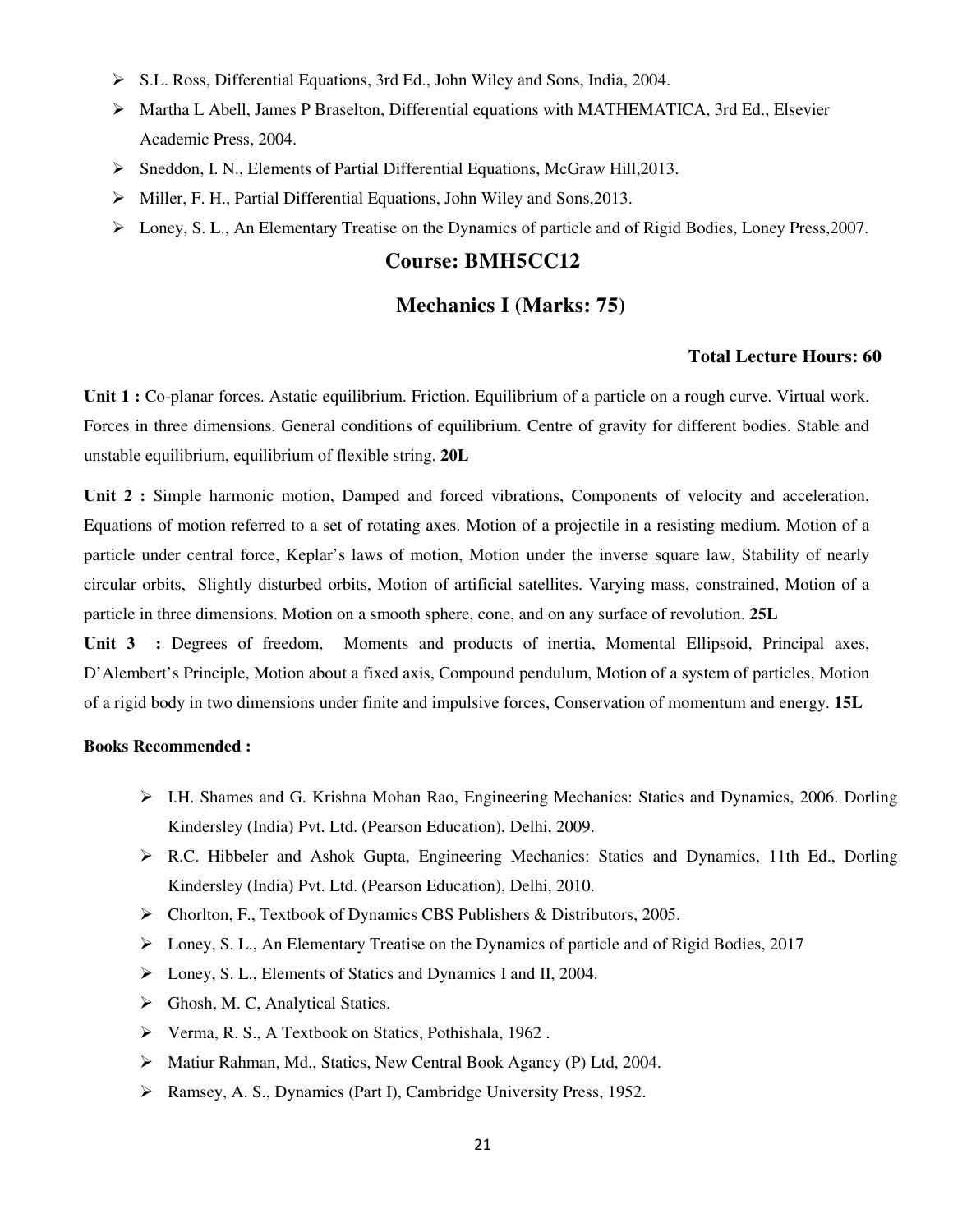- S.L. Ross, Differential Equations, 3rd Ed., John Wiley and Sons, India, 2004.
- Martha L Abell, James P Braselton, Differential equations with MATHEMATICA, 3rd Ed., Elsevier Academic Press, 2004.
- Sneddon, I. N., Elements of Partial Differential Equations, McGraw Hill,2013.
- Miller, F. H., Partial Differential Equations, John Wiley and Sons,2013.
- Loney, S. L., An Elementary Treatise on the Dynamics of particle and of Rigid Bodies, Loney Press,2007.

## Course: BMH5CC12

## Mechanics I (Marks: 75)

**Total Lecture Hours: 60**

**Unit 1 :** Co-planar forces. Astatic equilibrium. Friction. Equilibrium of a particle on a rough curve. Virtual work. Forces in three dimensions. General conditions of equilibrium. Centre of gravity for different bodies. Stable and unstable equilibrium, equilibrium of flexible string. **20L**

**Unit 2 :** Simple harmonic motion, Damped and forced vibrations, Components of velocity and acceleration, Equations of motion referred to a set of rotating axes. Motion of a projectile in a resisting medium. Motion of a particle under central force, Keplar's laws of motion, Motion under the inverse square law, Stability of nearly circular orbits, Slightly disturbed orbits, Motion of artificial satellites. Varying mass, constrained, Motion of a particle in three dimensions. Motion on a smooth sphere, cone, and on any surface of revolution. **25L**

**Unit 3 :** Degrees of freedom, Moments and products of inertia, Momental Ellipsoid, Principal axes, D'Alembert's Principle, Motion about a fixed axis, Compound pendulum, Motion of a system of particles, Motion of a rigid body in two dimensions under finite and impulsive forces, Conservation of momentum and energy. **15L**

**Books Recommended :**

- I.H. Shames and G. Krishna Mohan Rao, Engineering Mechanics: Statics and Dynamics, 2006. Dorling Kindersley (India) Pvt. Ltd. (Pearson Education), Delhi, 2009.
- R.C. Hibbeler and Ashok Gupta, Engineering Mechanics: Statics and Dynamics, 11th Ed., Dorling Kindersley (India) Pvt. Ltd. (Pearson Education), Delhi, 2010.
- Chorlton, F., Textbook of Dynamics CBS Publishers & Distributors, 2005.
- Loney, S. L., An Elementary Treatise on the Dynamics of particle and of Rigid Bodies, 2017
- Loney, S. L., Elements of Statics and Dynamics I and II, 2004.
- Ghosh, M. C, Analytical Statics.
- Verma, R. S., A Textbook on Statics, Pothishala, 1962 .
- Matiur Rahman, Md., Statics, New Central Book Agancy (P) Ltd, 2004.
- Ramsey, A. S., Dynamics (Part I), Cambridge University Press, 1952.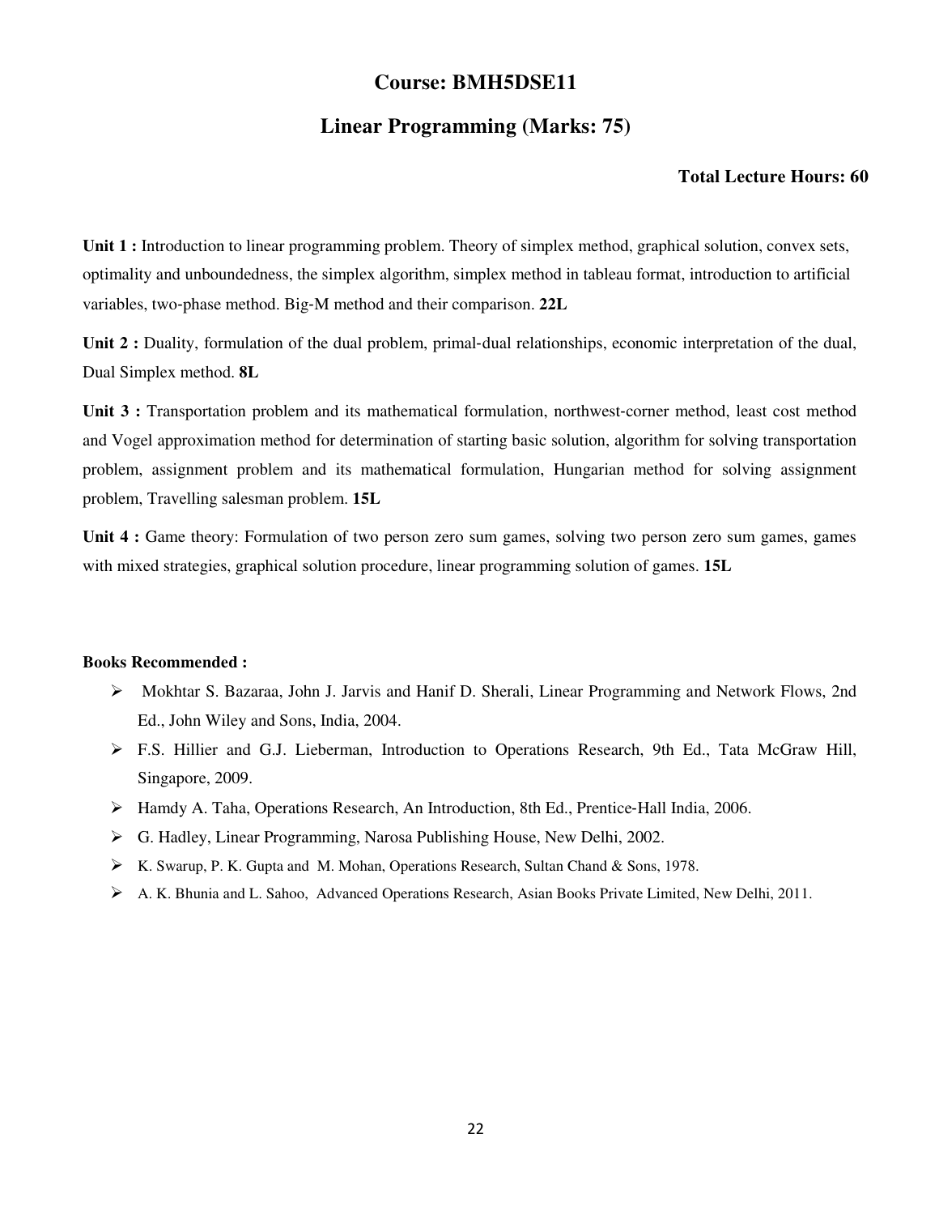## Course: BMH5DSE11

## Linear Programming (Marks: 75)

**Total Lecture Hours: 60**

**Unit 1 :** Introduction to linear programming problem. Theory of simplex method, graphical solution, convex sets, optimality and unboundedness, the simplex algorithm, simplex method in tableau format, introduction to artificial variables, two-phase method. Big-M method and their comparison. **22L**

**Unit 2 :** Duality, formulation of the dual problem, primal-dual relationships, economic interpretation of the dual, Dual Simplex method. **8L**

**Unit 3 :** Transportation problem and its mathematical formulation, northwest-corner method, least cost method and Vogel approximation method for determination of starting basic solution, algorithm for solving transportation problem, assignment problem and its mathematical formulation, Hungarian method for solving assignment problem, Travelling salesman problem. **15L**

**Unit 4 :** Game theory: Formulation of two person zero sum games, solving two person zero sum games, games with mixed strategies, graphical solution procedure, linear programming solution of games. **15L**

**Books Recommended :**

- Mokhtar S. Bazaraa, John J. Jarvis and Hanif D. Sherali, Linear Programming and Network Flows, 2nd Ed., John Wiley and Sons, India, 2004.
- F.S. Hillier and G.J. Lieberman, Introduction to Operations Research, 9th Ed., Tata McGraw Hill, Singapore, 2009.
- Hamdy A. Taha, Operations Research, An Introduction, 8th Ed., Prentice-Hall India, 2006.
- G. Hadley, Linear Programming, Narosa Publishing House, New Delhi, 2002.
- K. Swarup, P. K. Gupta and M. Mohan, Operations Research, Sultan Chand & Sons, 1978.
- A. K. Bhunia and L. Sahoo, Advanced Operations Research, Asian Books Private Limited, New Delhi, 2011.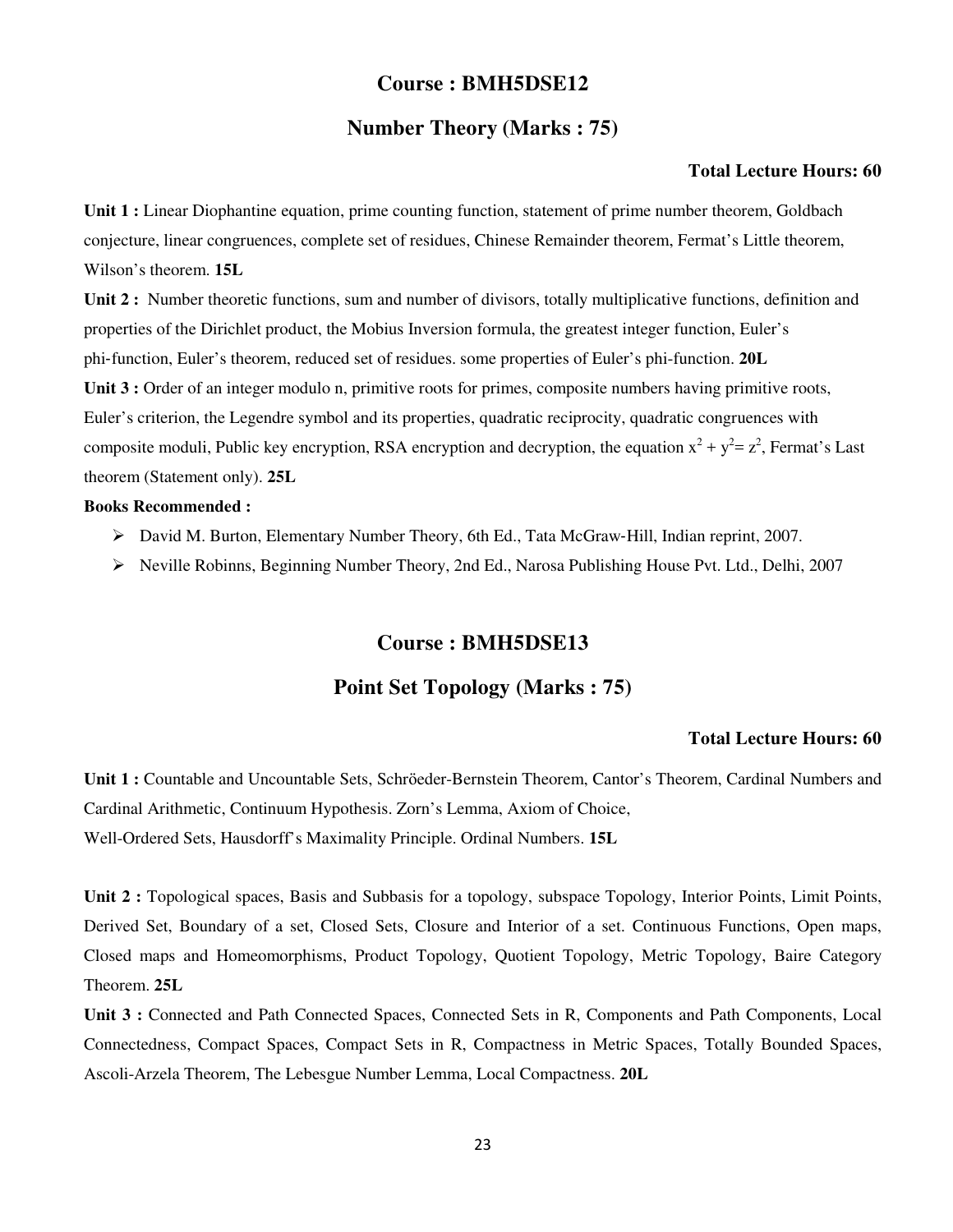## Course : BMH5DSE12

## Number Theory (Marks : 75)

**Total Lecture Hours: 60**

**Unit 1 :** Linear Diophantine equation, prime counting function, statement of prime number theorem, Goldbach conjecture, linear congruences, complete set of residues, Chinese Remainder theorem, Fermat's Little theorem, Wilson's theorem. **15L**

**Unit 2 :** Number theoretic functions, sum and number of divisors, totally multiplicative functions, definition and properties of the Dirichlet product, the Mobius Inversion formula, the greatest integer function, Euler's phi-function, Euler's theorem, reduced set of residues. some properties of Euler's phi-function. **20L**

**Unit 3 :** Order of an integer modulo n, primitive roots for primes, composite numbers having primitive roots, Euler's criterion, the Legendre symbol and its properties, quadratic reciprocity, quadratic congruences with composite moduli, Public key encryption, RSA encryption and decryption, the equation $x^2 + y^2 = z^2$, Fermat's Last theorem (Statement only). **25L**

**Books Recommended :**

- David M. Burton, Elementary Number Theory, 6th Ed., Tata McGraw-Hill, Indian reprint, 2007.
- Neville Robinns, Beginning Number Theory, 2nd Ed., Narosa Publishing House Pvt. Ltd., Delhi, 2007

## Course : BMH5DSE13

## Point Set Topology (Marks : 75)

**Total Lecture Hours: 60**

**Unit 1 :** Countable and Uncountable Sets, Schröeder-Bernstein Theorem, Cantor's Theorem, Cardinal Numbers and Cardinal Arithmetic, Continuum Hypothesis. Zorn's Lemma, Axiom of Choice, Well-Ordered Sets, Hausdorff's Maximality Principle. Ordinal Numbers. **15L**

**Unit 2 :** Topological spaces, Basis and Subbasis for a topology, subspace Topology, Interior Points, Limit Points, Derived Set, Boundary of a set, Closed Sets, Closure and Interior of a set. Continuous Functions, Open maps, Closed maps and Homeomorphisms, Product Topology, Quotient Topology, Metric Topology, Baire Category Theorem. **25L**

**Unit 3 :** Connected and Path Connected Spaces, Connected Sets in R, Components and Path Components, Local Connectedness, Compact Spaces, Compact Sets in R, Compactness in Metric Spaces, Totally Bounded Spaces, Ascoli-Arzela Theorem, The Lebesgue Number Lemma, Local Compactness. **20L**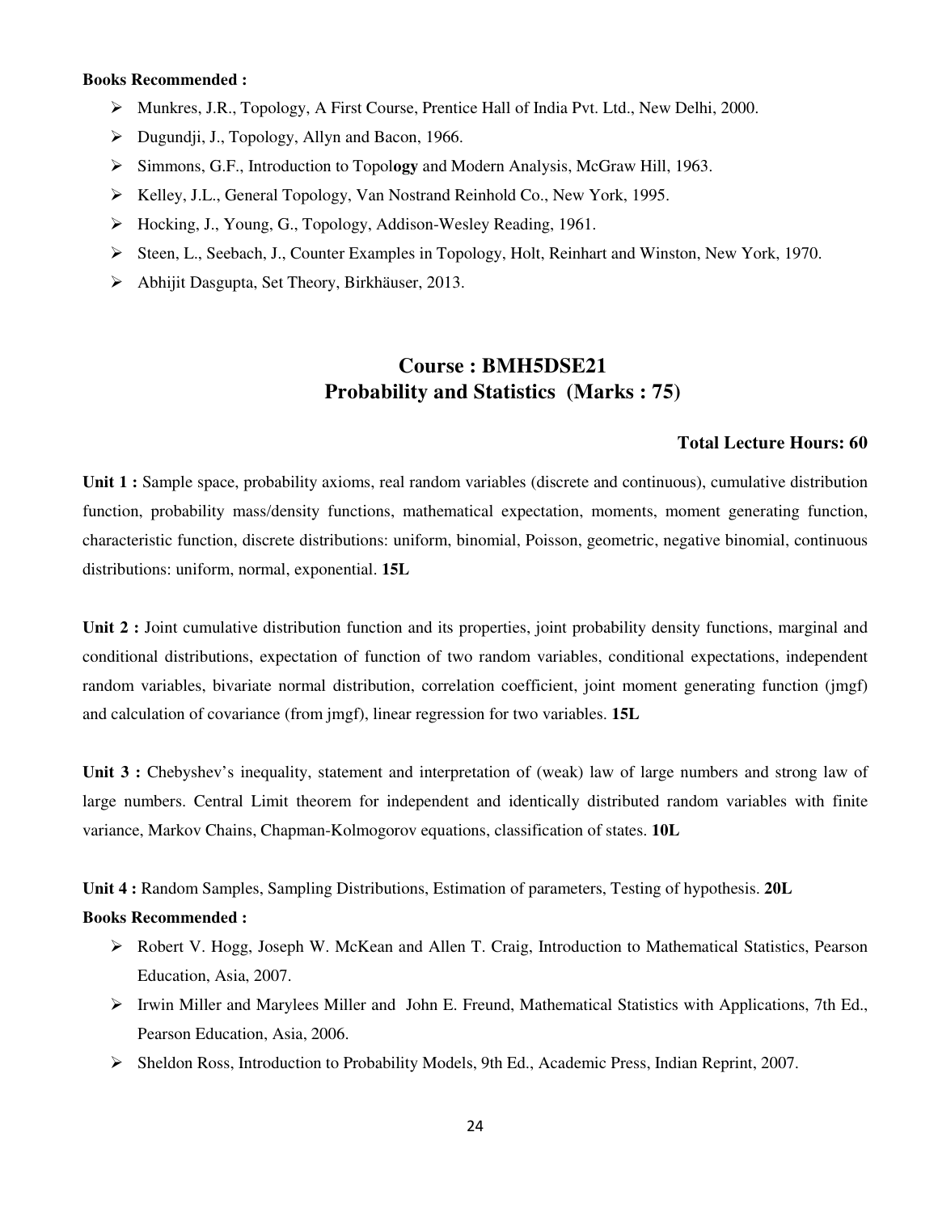**Books Recommended :**

- Munkres, J.R., Topology, A First Course, Prentice Hall of India Pvt. Ltd., New Delhi, 2000.
- Dugundji, J., Topology, Allyn and Bacon, 1966.
- Simmons, G.F., Introduction to Topol**ogy** and Modern Analysis, McGraw Hill, 1963.
- Kelley, J.L., General Topology, Van Nostrand Reinhold Co., New York, 1995.
- Hocking, J., Young, G., Topology, Addison-Wesley Reading, 1961.
- Steen, L., Seebach, J., Counter Examples in Topology, Holt, Reinhart and Winston, New York, 1970.
- Abhijit Dasgupta, Set Theory, Birkhäuser, 2013.

## Course : BMH5DSE21
## Probability and Statistics (Marks : 75)

**Total Lecture Hours: 60**

**Unit 1 :** Sample space, probability axioms, real random variables (discrete and continuous), cumulative distribution function, probability mass/density functions, mathematical expectation, moments, moment generating function, characteristic function, discrete distributions: uniform, binomial, Poisson, geometric, negative binomial, continuous distributions: uniform, normal, exponential. **15L**

**Unit 2 :** Joint cumulative distribution function and its properties, joint probability density functions, marginal and conditional distributions, expectation of function of two random variables, conditional expectations, independent random variables, bivariate normal distribution, correlation coefficient, joint moment generating function (jmgf) and calculation of covariance (from jmgf), linear regression for two variables. **15L**

**Unit 3 :** Chebyshev's inequality, statement and interpretation of (weak) law of large numbers and strong law of large numbers. Central Limit theorem for independent and identically distributed random variables with finite variance, Markov Chains, Chapman-Kolmogorov equations, classification of states. **10L**

**Unit 4 :** Random Samples, Sampling Distributions, Estimation of parameters, Testing of hypothesis. **20L**

**Books Recommended :**

- Robert V. Hogg, Joseph W. McKean and Allen T. Craig, Introduction to Mathematical Statistics, Pearson Education, Asia, 2007.
- Irwin Miller and Marylees Miller and John E. Freund, Mathematical Statistics with Applications, 7th Ed., Pearson Education, Asia, 2006.
- Sheldon Ross, Introduction to Probability Models, 9th Ed., Academic Press, Indian Reprint, 2007.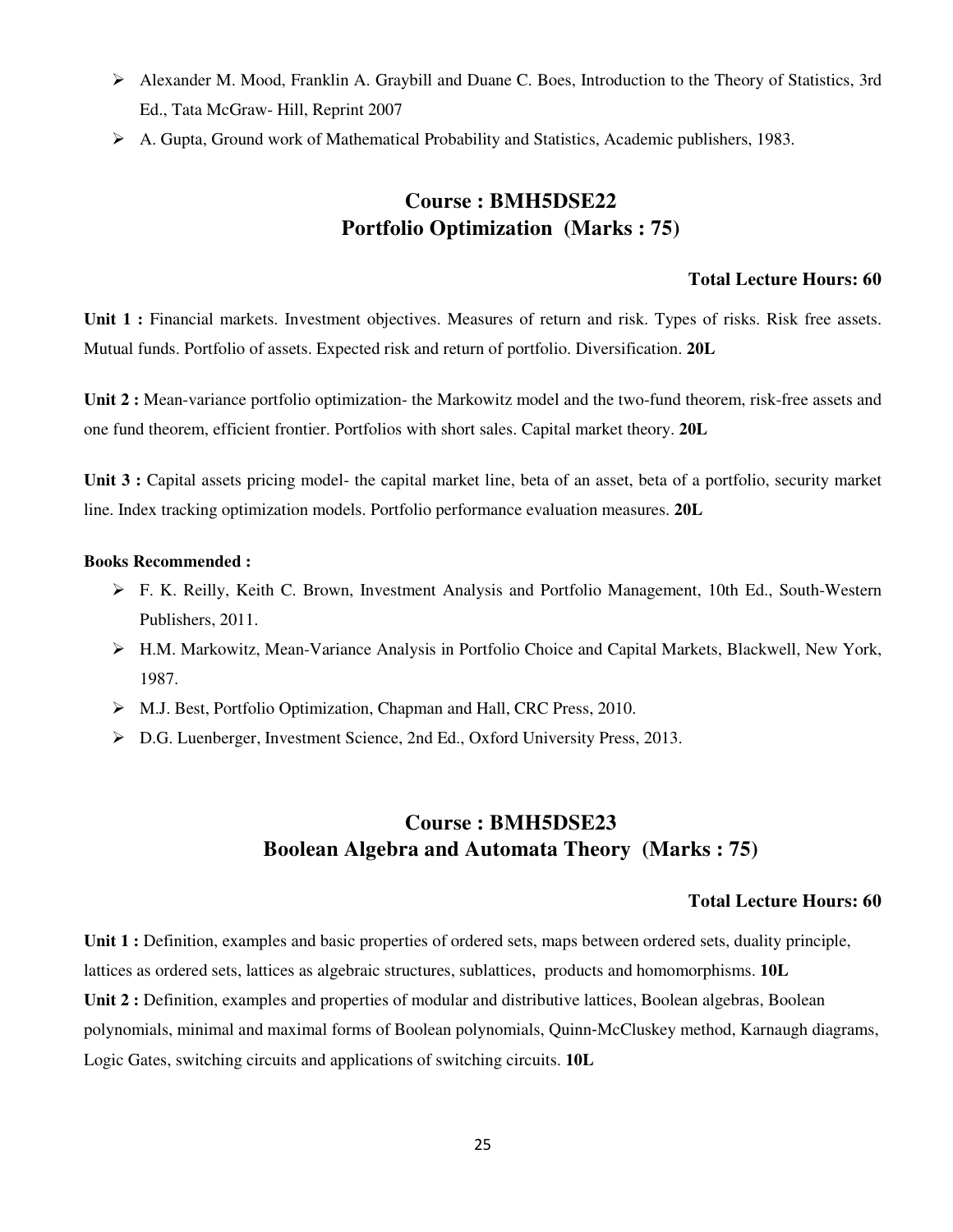- Alexander M. Mood, Franklin A. Graybill and Duane C. Boes, Introduction to the Theory of Statistics, 3rd Ed., Tata McGraw- Hill, Reprint 2007
- A. Gupta, Ground work of Mathematical Probability and Statistics, Academic publishers, 1983.

## Course : BMH5DSE22
## Portfolio Optimization (Marks : 75)

**Total Lecture Hours: 60**

**Unit 1 :** Financial markets. Investment objectives. Measures of return and risk. Types of risks. Risk free assets. Mutual funds. Portfolio of assets. Expected risk and return of portfolio. Diversification. **20L**

**Unit 2 :** Mean-variance portfolio optimization- the Markowitz model and the two-fund theorem, risk-free assets and one fund theorem, efficient frontier. Portfolios with short sales. Capital market theory. **20L**

**Unit 3 :** Capital assets pricing model- the capital market line, beta of an asset, beta of a portfolio, security market line. Index tracking optimization models. Portfolio performance evaluation measures. **20L**

**Books Recommended :**

- F. K. Reilly, Keith C. Brown, Investment Analysis and Portfolio Management, 10th Ed., South-Western Publishers, 2011.
- H.M. Markowitz, Mean-Variance Analysis in Portfolio Choice and Capital Markets, Blackwell, New York, 1987.
- M.J. Best, Portfolio Optimization, Chapman and Hall, CRC Press, 2010.
- D.G. Luenberger, Investment Science, 2nd Ed., Oxford University Press, 2013.

## Course : BMH5DSE23
## Boolean Algebra and Automata Theory (Marks : 75)

**Total Lecture Hours: 60**

**Unit 1 :** Definition, examples and basic properties of ordered sets, maps between ordered sets, duality principle, lattices as ordered sets, lattices as algebraic structures, sublattices, products and homomorphisms. **10L**

**Unit 2 :** Definition, examples and properties of modular and distributive lattices, Boolean algebras, Boolean polynomials, minimal and maximal forms of Boolean polynomials, Quinn-McCluskey method, Karnaugh diagrams, Logic Gates, switching circuits and applications of switching circuits. **10L**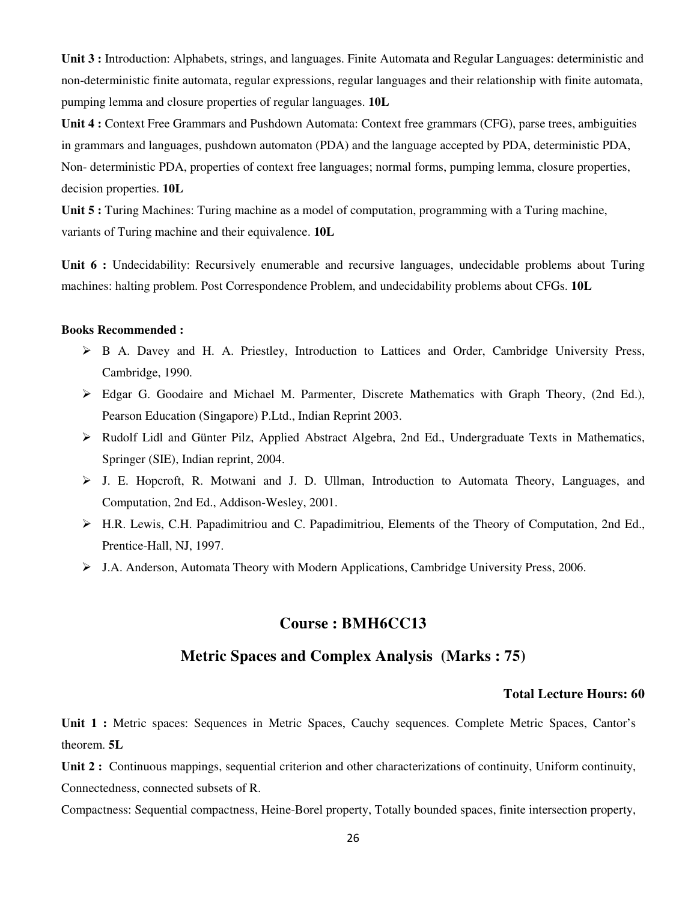**Unit 3 :** Introduction: Alphabets, strings, and languages. Finite Automata and Regular Languages: deterministic and non-deterministic finite automata, regular expressions, regular languages and their relationship with finite automata, pumping lemma and closure properties of regular languages. **10L**

**Unit 4 :** Context Free Grammars and Pushdown Automata: Context free grammars (CFG), parse trees, ambiguities in grammars and languages, pushdown automaton (PDA) and the language accepted by PDA, deterministic PDA, Non- deterministic PDA, properties of context free languages; normal forms, pumping lemma, closure properties, decision properties. **10L**

**Unit 5 :** Turing Machines: Turing machine as a model of computation, programming with a Turing machine, variants of Turing machine and their equivalence. **10L**

**Unit 6 :** Undecidability: Recursively enumerable and recursive languages, undecidable problems about Turing machines: halting problem. Post Correspondence Problem, and undecidability problems about CFGs. **10L**

**Books Recommended :**

- B A. Davey and H. A. Priestley, Introduction to Lattices and Order, Cambridge University Press, Cambridge, 1990.
- Edgar G. Goodaire and Michael M. Parmenter, Discrete Mathematics with Graph Theory, (2nd Ed.), Pearson Education (Singapore) P.Ltd., Indian Reprint 2003.
- Rudolf Lidl and Günter Pilz, Applied Abstract Algebra, 2nd Ed., Undergraduate Texts in Mathematics, Springer (SIE), Indian reprint, 2004.
- J. E. Hopcroft, R. Motwani and J. D. Ullman, Introduction to Automata Theory, Languages, and Computation, 2nd Ed., Addison-Wesley, 2001.
- H.R. Lewis, C.H. Papadimitriou and C. Papadimitriou, Elements of the Theory of Computation, 2nd Ed., Prentice-Hall, NJ, 1997.
- J.A. Anderson, Automata Theory with Modern Applications, Cambridge University Press, 2006.

## Course : BMH6CC13

## Metric Spaces and Complex Analysis (Marks : 75)

**Total Lecture Hours: 60**

**Unit 1 :** Metric spaces: Sequences in Metric Spaces, Cauchy sequences. Complete Metric Spaces, Cantor's theorem. **5L**

**Unit 2 :** Continuous mappings, sequential criterion and other characterizations of continuity, Uniform continuity, Connectedness, connected subsets of R.

Compactness: Sequential compactness, Heine-Borel property, Totally bounded spaces, finite intersection property,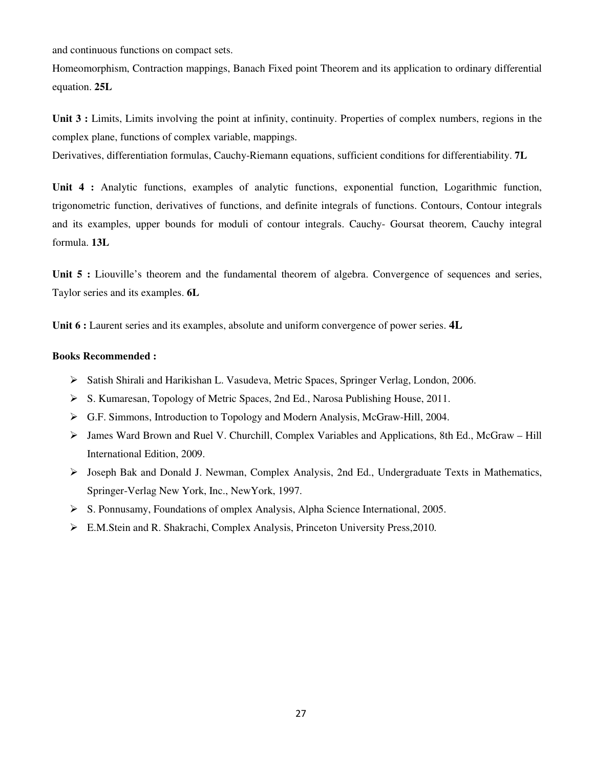and continuous functions on compact sets.

Homeomorphism, Contraction mappings, Banach Fixed point Theorem and its application to ordinary differential equation. **25L**

**Unit 3 :** Limits, Limits involving the point at infinity, continuity. Properties of complex numbers, regions in the complex plane, functions of complex variable, mappings.

Derivatives, differentiation formulas, Cauchy-Riemann equations, sufficient conditions for differentiability. **7L**

**Unit 4 :** Analytic functions, examples of analytic functions, exponential function, Logarithmic function, trigonometric function, derivatives of functions, and definite integrals of functions. Contours, Contour integrals and its examples, upper bounds for moduli of contour integrals. Cauchy- Goursat theorem, Cauchy integral formula. **13L**

**Unit 5 :** Liouville's theorem and the fundamental theorem of algebra. Convergence of sequences and series, Taylor series and its examples. **6L**

**Unit 6 :** Laurent series and its examples, absolute and uniform convergence of power series. **4L**

**Books Recommended :**

- Satish Shirali and Harikishan L. Vasudeva, Metric Spaces, Springer Verlag, London, 2006.
- S. Kumaresan, Topology of Metric Spaces, 2nd Ed., Narosa Publishing House, 2011.
- G.F. Simmons, Introduction to Topology and Modern Analysis, McGraw-Hill, 2004.
- James Ward Brown and Ruel V. Churchill, Complex Variables and Applications, 8th Ed., McGraw – Hill International Edition, 2009.
- Joseph Bak and Donald J. Newman, Complex Analysis, 2nd Ed., Undergraduate Texts in Mathematics, Springer-Verlag New York, Inc., NewYork, 1997.
- S. Ponnusamy, Foundations of omplex Analysis, Alpha Science International, 2005.
- E.M.Stein and R. Shakrachi, Complex Analysis, Princeton University Press,2010.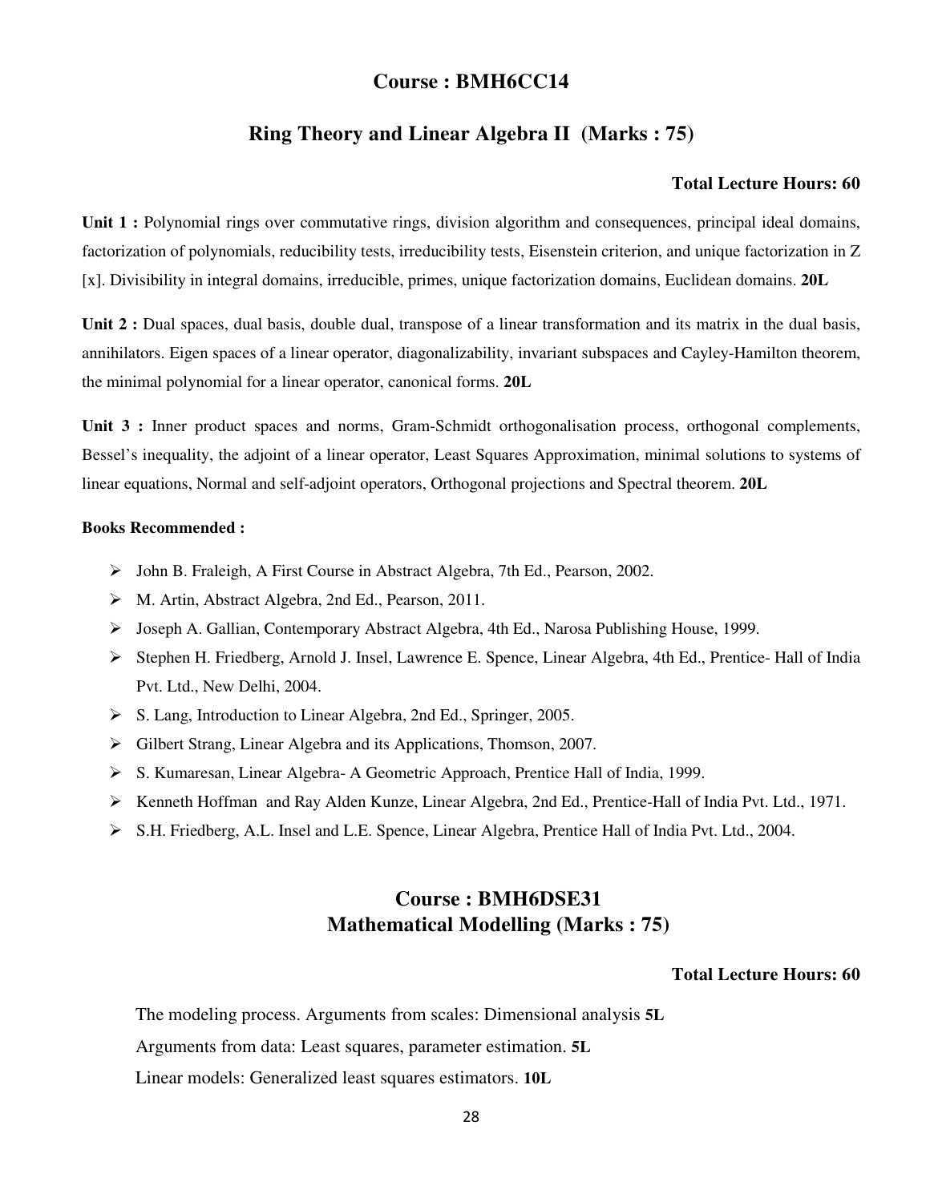## Course : BMH6CC14

## Ring Theory and Linear Algebra II (Marks : 75)

**Total Lecture Hours: 60**

**Unit 1 :** Polynomial rings over commutative rings, division algorithm and consequences, principal ideal domains, factorization of polynomials, reducibility tests, irreducibility tests, Eisenstein criterion, and unique factorization in Z [x]. Divisibility in integral domains, irreducible, primes, unique factorization domains, Euclidean domains. **20L**

**Unit 2 :** Dual spaces, dual basis, double dual, transpose of a linear transformation and its matrix in the dual basis, annihilators. Eigen spaces of a linear operator, diagonalizability, invariant subspaces and Cayley-Hamilton theorem, the minimal polynomial for a linear operator, canonical forms. **20L**

**Unit 3 :** Inner product spaces and norms, Gram-Schmidt orthogonalisation process, orthogonal complements, Bessel's inequality, the adjoint of a linear operator, Least Squares Approximation, minimal solutions to systems of linear equations, Normal and self-adjoint operators, Orthogonal projections and Spectral theorem. **20L**

**Books Recommended :**

- John B. Fraleigh, A First Course in Abstract Algebra, 7th Ed., Pearson, 2002.
- M. Artin, Abstract Algebra, 2nd Ed., Pearson, 2011.
- Joseph A. Gallian, Contemporary Abstract Algebra, 4th Ed., Narosa Publishing House, 1999.
- Stephen H. Friedberg, Arnold J. Insel, Lawrence E. Spence, Linear Algebra, 4th Ed., Prentice- Hall of India Pvt. Ltd., New Delhi, 2004.
- S. Lang, Introduction to Linear Algebra, 2nd Ed., Springer, 2005.
- Gilbert Strang, Linear Algebra and its Applications, Thomson, 2007.
- S. Kumaresan, Linear Algebra- A Geometric Approach, Prentice Hall of India, 1999.
- Kenneth Hoffman and Ray Alden Kunze, Linear Algebra, 2nd Ed., Prentice-Hall of India Pvt. Ltd., 1971.
- S.H. Friedberg, A.L. Insel and L.E. Spence, Linear Algebra, Prentice Hall of India Pvt. Ltd., 2004.

## Course : BMH6DSE31
## Mathematical Modelling (Marks : 75)

**Total Lecture Hours: 60**

The modeling process. Arguments from scales: Dimensional analysis **5L**

Arguments from data: Least squares, parameter estimation. **5L**

Linear models: Generalized least squares estimators. **10L**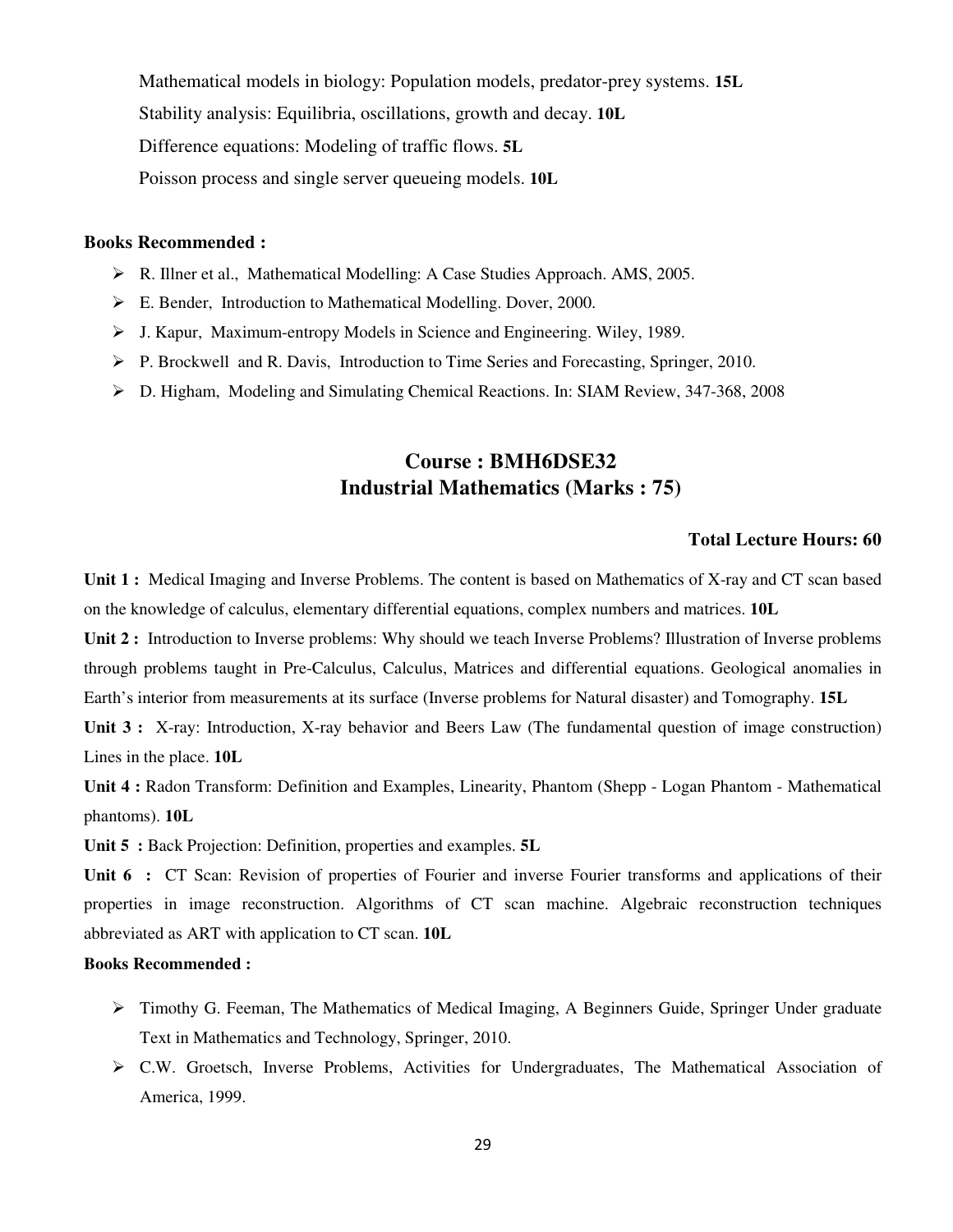Mathematical models in biology: Population models, predator-prey systems. **15L**

Stability analysis: Equilibria, oscillations, growth and decay. **10L**

Difference equations: Modeling of traffic flows. **5L**

Poisson process and single server queueing models. **10L**

**Books Recommended :**

- R. Illner et al., Mathematical Modelling: A Case Studies Approach. AMS, 2005.
- E. Bender, Introduction to Mathematical Modelling. Dover, 2000.
- J. Kapur, Maximum-entropy Models in Science and Engineering. Wiley, 1989.
- P. Brockwell and R. Davis, Introduction to Time Series and Forecasting, Springer, 2010.
- D. Higham, Modeling and Simulating Chemical Reactions. In: SIAM Review, 347-368, 2008

## Course : BMH6DSE32
## Industrial Mathematics (Marks : 75)

**Total Lecture Hours: 60**

**Unit 1 :** Medical Imaging and Inverse Problems. The content is based on Mathematics of X-ray and CT scan based on the knowledge of calculus, elementary differential equations, complex numbers and matrices. **10L**

**Unit 2 :** Introduction to Inverse problems: Why should we teach Inverse Problems? Illustration of Inverse problems through problems taught in Pre-Calculus, Calculus, Matrices and differential equations. Geological anomalies in Earth's interior from measurements at its surface (Inverse problems for Natural disaster) and Tomography. **15L**

**Unit 3 :** X-ray: Introduction, X-ray behavior and Beers Law (The fundamental question of image construction) Lines in the place. **10L**

**Unit 4 :** Radon Transform: Definition and Examples, Linearity, Phantom (Shepp - Logan Phantom - Mathematical phantoms). **10L**

**Unit 5 :** Back Projection: Definition, properties and examples. **5L**

**Unit 6 :** CT Scan: Revision of properties of Fourier and inverse Fourier transforms and applications of their properties in image reconstruction. Algorithms of CT scan machine. Algebraic reconstruction techniques abbreviated as ART with application to CT scan. **10L**

**Books Recommended :**

- Timothy G. Feeman, The Mathematics of Medical Imaging, A Beginners Guide, Springer Under graduate Text in Mathematics and Technology, Springer, 2010.
- C.W. Groetsch, Inverse Problems, Activities for Undergraduates, The Mathematical Association of America, 1999.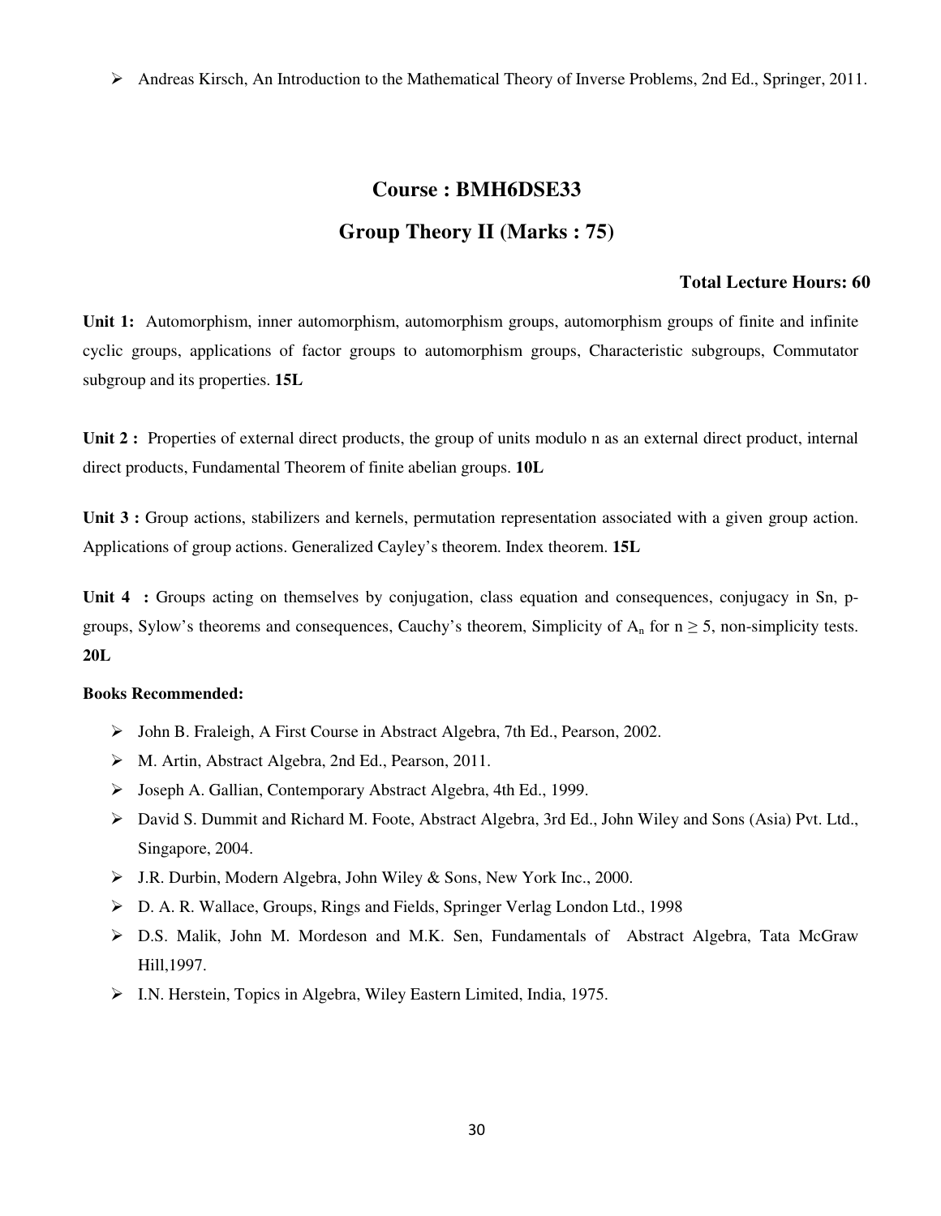- Andreas Kirsch, An Introduction to the Mathematical Theory of Inverse Problems, 2nd Ed., Springer, 2011.

## Course : BMH6DSE33

## Group Theory II (Marks : 75)

**Total Lecture Hours: 60**

**Unit 1:** Automorphism, inner automorphism, automorphism groups, automorphism groups of finite and infinite cyclic groups, applications of factor groups to automorphism groups, Characteristic subgroups, Commutator subgroup and its properties. **15L**

**Unit 2 :** Properties of external direct products, the group of units modulo n as an external direct product, internal direct products, Fundamental Theorem of finite abelian groups. **10L**

**Unit 3 :** Group actions, stabilizers and kernels, permutation representation associated with a given group action. Applications of group actions. Generalized Cayley's theorem. Index theorem. **15L**

**Unit 4 :** Groups acting on themselves by conjugation, class equation and consequences, conjugacy in Sn, p-groups, Sylow's theorems and consequences, Cauchy's theorem, Simplicity of $A_n$ for $n \geq 5$, non-simplicity tests. **20L**

**Books Recommended:**

- John B. Fraleigh, A First Course in Abstract Algebra, 7th Ed., Pearson, 2002.
- M. Artin, Abstract Algebra, 2nd Ed., Pearson, 2011.
- Joseph A. Gallian, Contemporary Abstract Algebra, 4th Ed., 1999.
- David S. Dummit and Richard M. Foote, Abstract Algebra, 3rd Ed., John Wiley and Sons (Asia) Pvt. Ltd., Singapore, 2004.
- J.R. Durbin, Modern Algebra, John Wiley & Sons, New York Inc., 2000.
- D. A. R. Wallace, Groups, Rings and Fields, Springer Verlag London Ltd., 1998
- D.S. Malik, John M. Mordeson and M.K. Sen, Fundamentals of Abstract Algebra, Tata McGraw Hill,1997.
- I.N. Herstein, Topics in Algebra, Wiley Eastern Limited, India, 1975.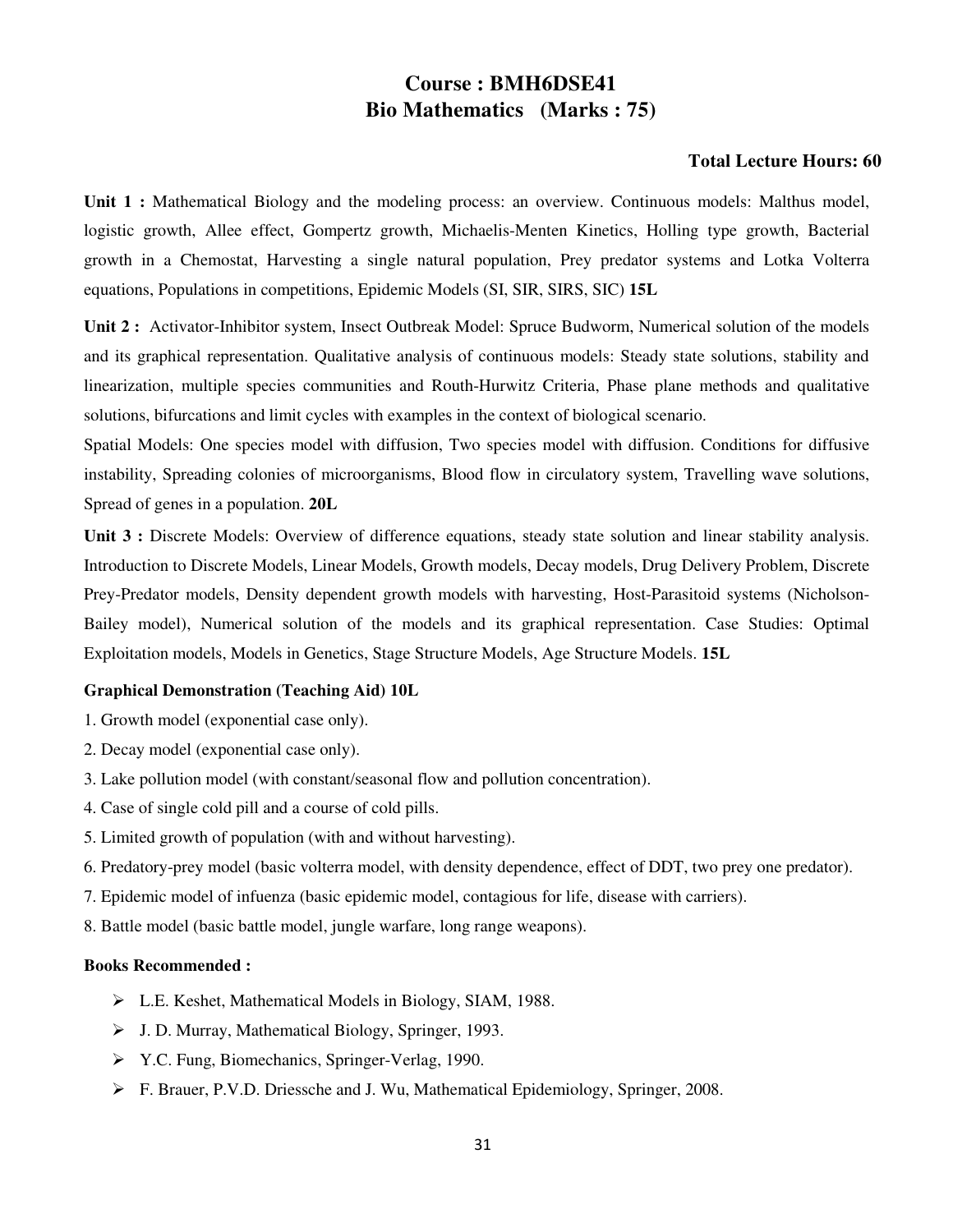# Course : BMH6DSE41
# Bio Mathematics (Marks : 75)

**Total Lecture Hours: 60**

**Unit 1 :** Mathematical Biology and the modeling process: an overview. Continuous models: Malthus model, logistic growth, Allee effect, Gompertz growth, Michaelis-Menten Kinetics, Holling type growth, Bacterial growth in a Chemostat, Harvesting a single natural population, Prey predator systems and Lotka Volterra equations, Populations in competitions, Epidemic Models (SI, SIR, SIRS, SIC) **15L**

**Unit 2 :** Activator-Inhibitor system, Insect Outbreak Model: Spruce Budworm, Numerical solution of the models and its graphical representation. Qualitative analysis of continuous models: Steady state solutions, stability and linearization, multiple species communities and Routh-Hurwitz Criteria, Phase plane methods and qualitative solutions, bifurcations and limit cycles with examples in the context of biological scenario.

Spatial Models: One species model with diffusion, Two species model with diffusion. Conditions for diffusive instability, Spreading colonies of microorganisms, Blood flow in circulatory system, Travelling wave solutions, Spread of genes in a population. **20L**

**Unit 3 :** Discrete Models: Overview of difference equations, steady state solution and linear stability analysis. Introduction to Discrete Models, Linear Models, Growth models, Decay models, Drug Delivery Problem, Discrete Prey-Predator models, Density dependent growth models with harvesting, Host-Parasitoid systems (Nicholson-Bailey model), Numerical solution of the models and its graphical representation. Case Studies: Optimal Exploitation models, Models in Genetics, Stage Structure Models, Age Structure Models. **15L**

**Graphical Demonstration (Teaching Aid) 10L**

1. Growth model (exponential case only).
2. Decay model (exponential case only).
3. Lake pollution model (with constant/seasonal flow and pollution concentration).
4. Case of single cold pill and a course of cold pills.
5. Limited growth of population (with and without harvesting).
6. Predatory-prey model (basic volterra model, with density dependence, effect of DDT, two prey one predator).
7. Epidemic model of infuenza (basic epidemic model, contagious for life, disease with carriers).
8. Battle model (basic battle model, jungle warfare, long range weapons).

**Books Recommended :**

- L.E. Keshet, Mathematical Models in Biology, SIAM, 1988.
- J. D. Murray, Mathematical Biology, Springer, 1993.
- Y.C. Fung, Biomechanics, Springer-Verlag, 1990.
- F. Brauer, P.V.D. Driessche and J. Wu, Mathematical Epidemiology, Springer, 2008.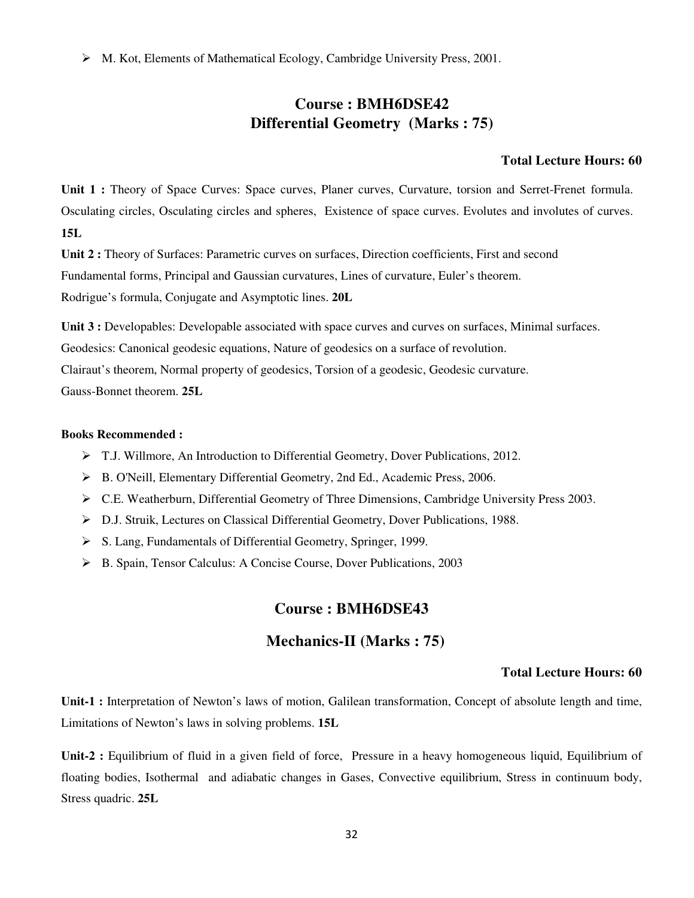- M. Kot, Elements of Mathematical Ecology, Cambridge University Press, 2001.

## Course : BMH6DSE42
## Differential Geometry (Marks : 75)

**Total Lecture Hours: 60**

**Unit 1 :** Theory of Space Curves: Space curves, Planer curves, Curvature, torsion and Serret-Frenet formula. Osculating circles, Osculating circles and spheres, Existence of space curves. Evolutes and involutes of curves. **15L**

**Unit 2 :** Theory of Surfaces: Parametric curves on surfaces, Direction coefficients, First and second Fundamental forms, Principal and Gaussian curvatures, Lines of curvature, Euler's theorem. Rodrigue's formula, Conjugate and Asymptotic lines. **20L**

**Unit 3 :** Developables: Developable associated with space curves and curves on surfaces, Minimal surfaces. Geodesics: Canonical geodesic equations, Nature of geodesics on a surface of revolution. Clairaut's theorem, Normal property of geodesics, Torsion of a geodesic, Geodesic curvature. Gauss-Bonnet theorem. **25L**

**Books Recommended :**

- T.J. Willmore, An Introduction to Differential Geometry, Dover Publications, 2012.
- B. O'Neill, Elementary Differential Geometry, 2nd Ed., Academic Press, 2006.
- C.E. Weatherburn, Differential Geometry of Three Dimensions, Cambridge University Press 2003.
- D.J. Struik, Lectures on Classical Differential Geometry, Dover Publications, 1988.
- S. Lang, Fundamentals of Differential Geometry, Springer, 1999.
- B. Spain, Tensor Calculus: A Concise Course, Dover Publications, 2003

## Course : BMH6DSE43
## Mechanics-II (Marks : 75)

**Total Lecture Hours: 60**

**Unit-1 :** Interpretation of Newton's laws of motion, Galilean transformation, Concept of absolute length and time, Limitations of Newton's laws in solving problems. **15L**

**Unit-2 :** Equilibrium of fluid in a given field of force, Pressure in a heavy homogeneous liquid, Equilibrium of floating bodies, Isothermal and adiabatic changes in Gases, Convective equilibrium, Stress in continuum body, Stress quadric. **25L**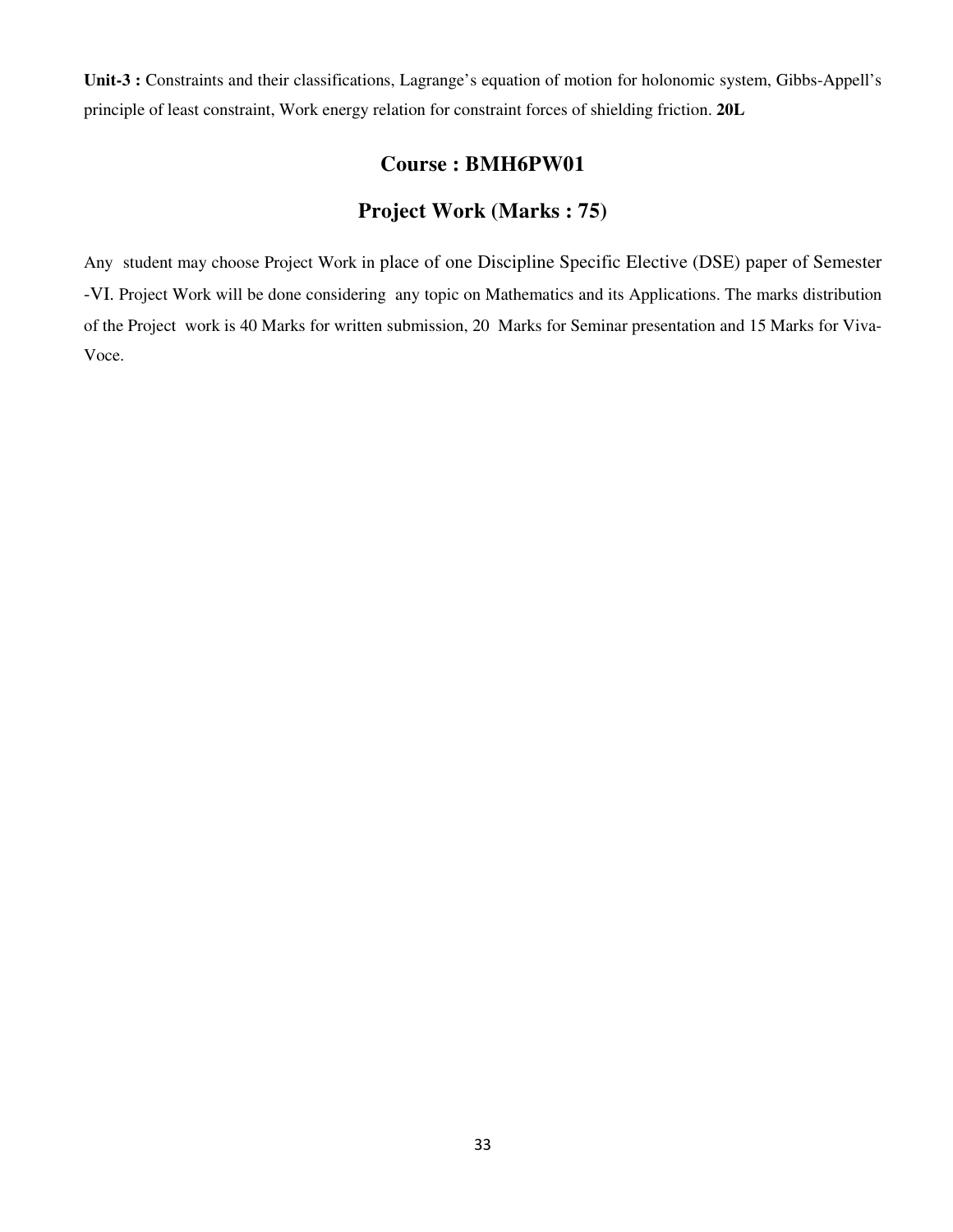**Unit-3 :** Constraints and their classifications, Lagrange's equation of motion for holonomic system, Gibbs-Appell's principle of least constraint, Work energy relation for constraint forces of shielding friction. **20L**

## Course : BMH6PW01

## Project Work (Marks : 75)

Any student may choose Project Work in place of one Discipline Specific Elective (DSE) paper of Semester -VI. Project Work will be done considering any topic on Mathematics and its Applications. The marks distribution of the Project work is 40 Marks for written submission, 20 Marks for Seminar presentation and 15 Marks for Viva-Voce.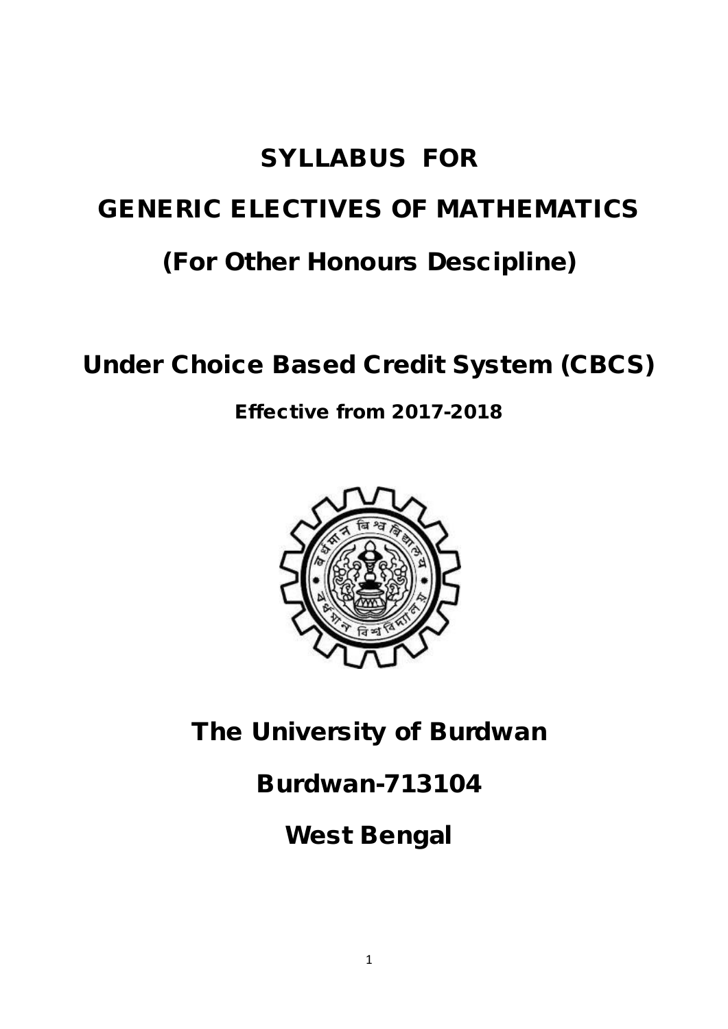# SYLLABUS FOR

# GENERIC ELECTIVES OF MATHEMATICS

# (For Other Honours Descipline)

## Under Choice Based Credit System (CBCS)

### Effective from 2017-2018

## The University of Burdwan

## Burdwan-713104

## West Bengal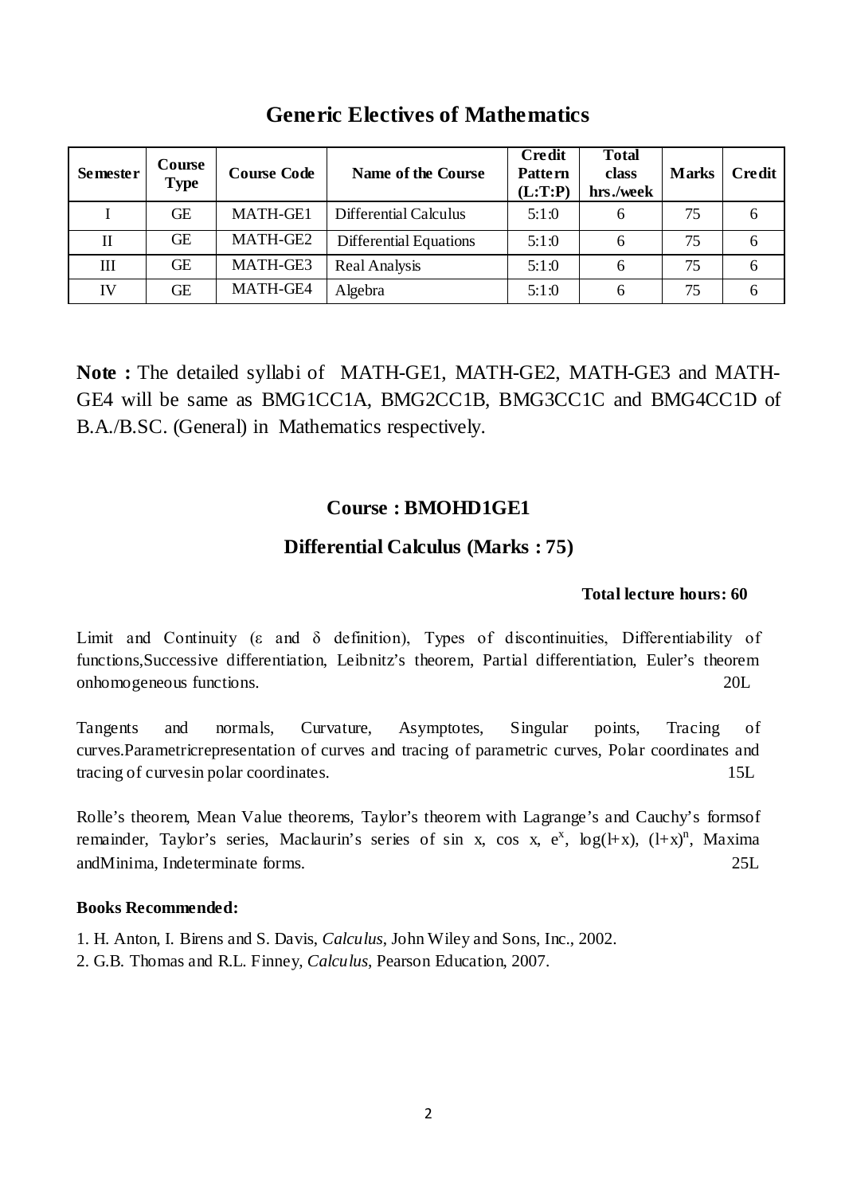## Generic Electives of Mathematics

| Semester | Course Type | Course Code | Name of the Course | Credit Pattern (L:T:P) | Total class hrs./week | Marks | Credit |
|---|---|---|---|---|---|---|---|
| I | GE | MATH-GE1 | Differential Calculus | 5:1:0 | 6 | 75 | 6 |
| II | GE | MATH-GE2 | Differential Equations | 5:1:0 | 6 | 75 | 6 |
| III | GE | MATH-GE3 | Real Analysis | 5:1:0 | 6 | 75 | 6 |
| IV | GE | MATH-GE4 | Algebra | 5:1:0 | 6 | 75 | 6 |

**Note :** The detailed syllabi of MATH-GE1, MATH-GE2, MATH-GE3 and MATH-GE4 will be same as BMG1CC1A, BMG2CC1B, BMG3CC1C and BMG4CC1D of B.A./B.SC. (General) in Mathematics respectively.

### Course : BMOHD1GE1

### Differential Calculus (Marks : 75)

**Total lecture hours: 60**

Limit and Continuity ($\varepsilon$ and $\delta$ definition), Types of discontinuities, Differentiability of functions,Successive differentiation, Leibnitz's theorem, Partial differentiation, Euler's theorem onhomogeneous functions. 20L

Tangents and normals, Curvature, Asymptotes, Singular points, Tracing of curves.Parametricrepresentation of curves and tracing of parametric curves, Polar coordinates and tracing of curvesin polar coordinates. 15L

Rolle's theorem, Mean Value theorems, Taylor's theorem with Lagrange's and Cauchy's formsof remainder, Taylor's series, Maclaurin's series of sin x, cos x, $e^x$, $\log(1+x)$, $(1+x)^n$, Maxima andMinima, Indeterminate forms. 25L

**Books Recommended:**

1. H. Anton, I. Birens and S. Davis, *Calculus*, John Wiley and Sons, Inc., 2002.
2. G.B. Thomas and R.L. Finney, *Calculus*, Pearson Education, 2007.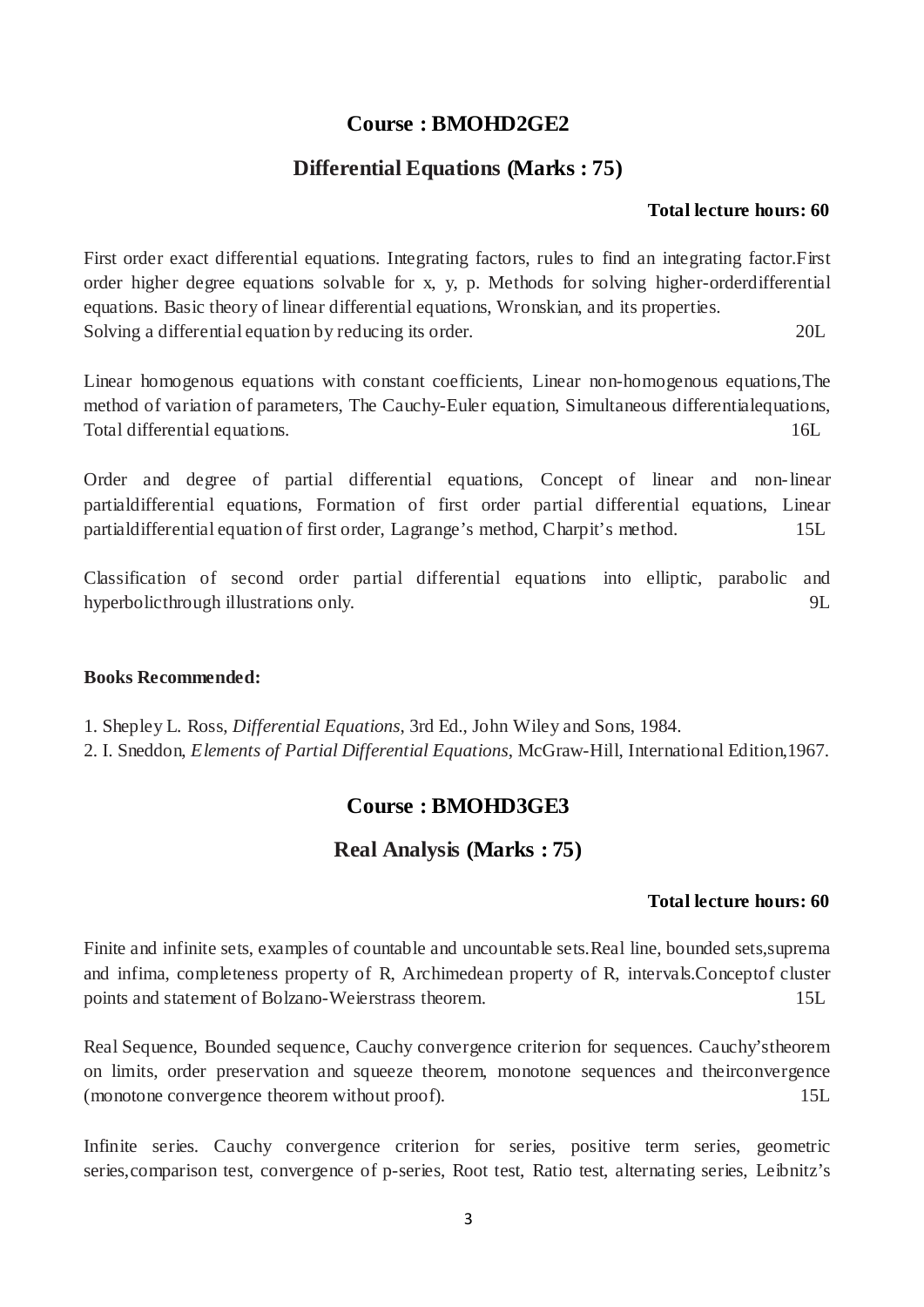## Course : BMOHD2GE2

### Differential Equations (Marks : 75)

**Total lecture hours: 60**

First order exact differential equations. Integrating factors, rules to find an integrating factor.First order higher degree equations solvable for x, y, p. Methods for solving higher-orderdifferential equations. Basic theory of linear differential equations, Wronskian, and its properties. Solving a differential equation by reducing its order. 20L

Linear homogenous equations with constant coefficients, Linear non-homogenous equations,The method of variation of parameters, The Cauchy-Euler equation, Simultaneous differentialequations, Total differential equations. 16L

Order and degree of partial differential equations, Concept of linear and non-linear partialdifferential equations, Formation of first order partial differential equations, Linear partialdifferential equation of first order, Lagrange's method, Charpit's method. 15L

Classification of second order partial differential equations into elliptic, parabolic and hyperbolicthrough illustrations only. 9L

**Books Recommended:**

1. Shepley L. Ross, *Differential Equations*, 3rd Ed., John Wiley and Sons, 1984.
2. I. Sneddon, *Elements of Partial Differential Equations*, McGraw-Hill, International Edition,1967.

## Course : BMOHD3GE3

### Real Analysis (Marks : 75)

**Total lecture hours: 60**

Finite and infinite sets, examples of countable and uncountable sets.Real line, bounded sets,suprema and infima, completeness property of R, Archimedean property of R, intervals.Conceptof cluster points and statement of Bolzano-Weierstrass theorem. 15L

Real Sequence, Bounded sequence, Cauchy convergence criterion for sequences. Cauchy'stheorem on limits, order preservation and squeeze theorem, monotone sequences and theirconvergence (monotone convergence theorem without proof). 15L

Infinite series. Cauchy convergence criterion for series, positive term series, geometric series,comparison test, convergence of p-series, Root test, Ratio test, alternating series, Leibnitz's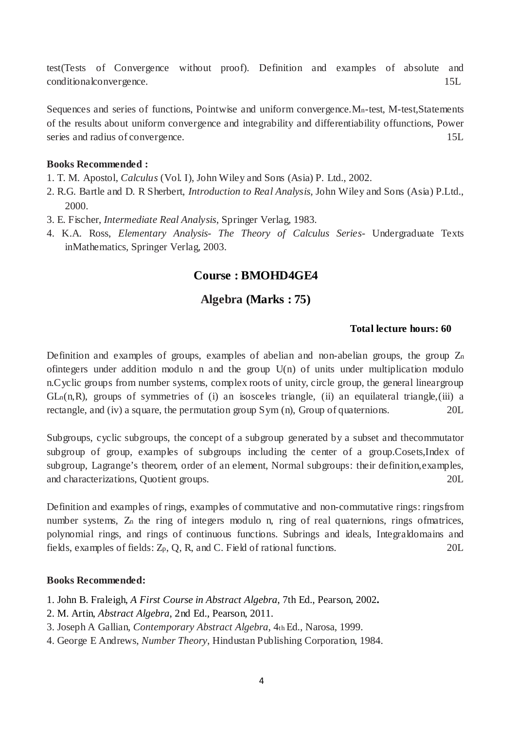test(Tests of Convergence without proof). Definition and examples of absolute and conditionalconvergence. 15L

Sequences and series of functions, Pointwise and uniform convergence.$M_n$-test, M-test,Statements of the results about uniform convergence and integrability and differentiability offunctions, Power series and radius of convergence. 15L

**Books Recommended :**

1. T. M. Apostol, *Calculus* (Vol. I), John Wiley and Sons (Asia) P. Ltd., 2002.
2. R.G. Bartle and D. R Sherbert, *Introduction to Real Analysis*, John Wiley and Sons (Asia) P.Ltd., 2000.
3. E. Fischer, *Intermediate Real Analysis*, Springer Verlag, 1983.
4. K.A. Ross, *Elementary Analysis- The Theory of Calculus Series*- Undergraduate Texts inMathematics, Springer Verlag, 2003.

## Course : BMOHD4GE4

## Algebra (Marks : 75)

**Total lecture hours: 60**

Definition and examples of groups, examples of abelian and non-abelian groups, the group $Z_n$ ofintegers under addition modulo n and the group U(n) of units under multiplication modulo n.Cyclic groups from number systems, complex roots of unity, circle group, the general lineargroup $GL_n(n,R)$, groups of symmetries of (i) an isosceles triangle, (ii) an equilateral triangle,(iii) a rectangle, and (iv) a square, the permutation group Sym (n), Group of quaternions. 20L

Subgroups, cyclic subgroups, the concept of a subgroup generated by a subset and thecommutator subgroup of group, examples of subgroups including the center of a group.Cosets,Index of subgroup, Lagrange's theorem, order of an element, Normal subgroups: their definition,examples, and characterizations, Quotient groups. 20L

Definition and examples of rings, examples of commutative and non-commutative rings: ringsfrom number systems, $Z_n$ the ring of integers modulo n, ring of real quaternions, rings ofmatrices, polynomial rings, and rings of continuous functions. Subrings and ideals, Integraldomains and fields, examples of fields: $Z_p$, Q, R, and C. Field of rational functions. 20L

**Books Recommended:**

1. John B. Fraleigh, *A First Course in Abstract Algebra*, 7th Ed., Pearson, 2002**.**
2. M. Artin, *Abstract Algebra*, 2nd Ed., Pearson, 2011.
3. Joseph A Gallian, *Contemporary Abstract Algebra*, 4th Ed., Narosa, 1999.
4. George E Andrews, *Number Theory*, Hindustan Publishing Corporation, 1984.